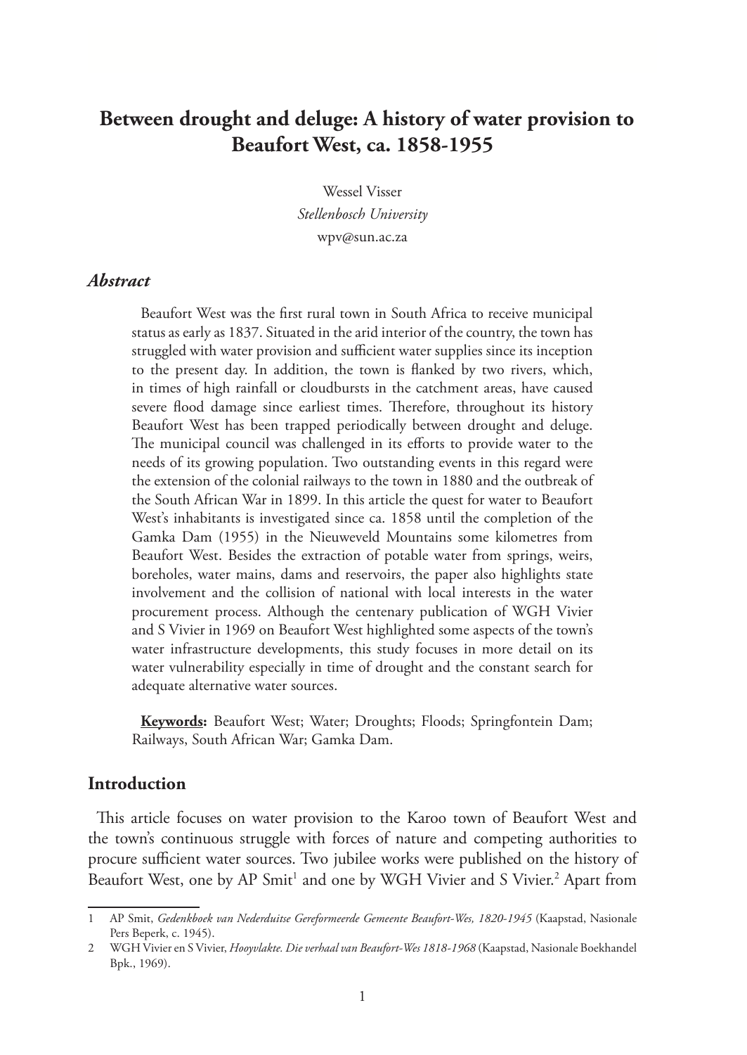# Between drought and deluge: A history of water provision to Beaufort West, ca. 1858-1955

Wessel Visser
*Stellenbosch University*
wpv@sun.ac.za

## *Abstract*

Beaufort West was the first rural town in South Africa to receive municipal status as early as 1837. Situated in the arid interior of the country, the town has struggled with water provision and sufficient water supplies since its inception to the present day. In addition, the town is flanked by two rivers, which, in times of high rainfall or cloudbursts in the catchment areas, have caused severe flood damage since earliest times. Therefore, throughout its history Beaufort West has been trapped periodically between drought and deluge. The municipal council was challenged in its efforts to provide water to the needs of its growing population. Two outstanding events in this regard were the extension of the colonial railways to the town in 1880 and the outbreak of the South African War in 1899. In this article the quest for water to Beaufort West's inhabitants is investigated since ca. 1858 until the completion of the Gamka Dam (1955) in the Nieuweveld Mountains some kilometres from Beaufort West. Besides the extraction of potable water from springs, weirs, boreholes, water mains, dams and reservoirs, the paper also highlights state involvement and the collision of national with local interests in the water procurement process. Although the centenary publication of WGH Vivier and S Vivier in 1969 on Beaufort West highlighted some aspects of the town's water infrastructure developments, this study focuses in more detail on its water vulnerability especially in time of drought and the constant search for adequate alternative water sources.

**Keywords:** Beaufort West; Water; Droughts; Floods; Springfontein Dam; Railways, South African War; Gamka Dam.

## Introduction

This article focuses on water provision to the Karoo town of Beaufort West and the town's continuous struggle with forces of nature and competing authorities to procure sufficient water sources. Two jubilee works were published on the history of Beaufort West, one by AP Smit[1] and one by WGH Vivier and S Vivier.[2] Apart from

---

1 AP Smit, *Gedenkboek van Nederduitse Gereformeerde Gemeente Beaufort-Wes, 1820-1945* (Kaapstad, Nasionale Pers Beperk, c. 1945).

2 WGH Vivier en S Vivier, *Hooyvlakte. Die verhaal van Beaufort-Wes 1818-1968* (Kaapstad, Nasionale Boekhandel Bpk., 1969).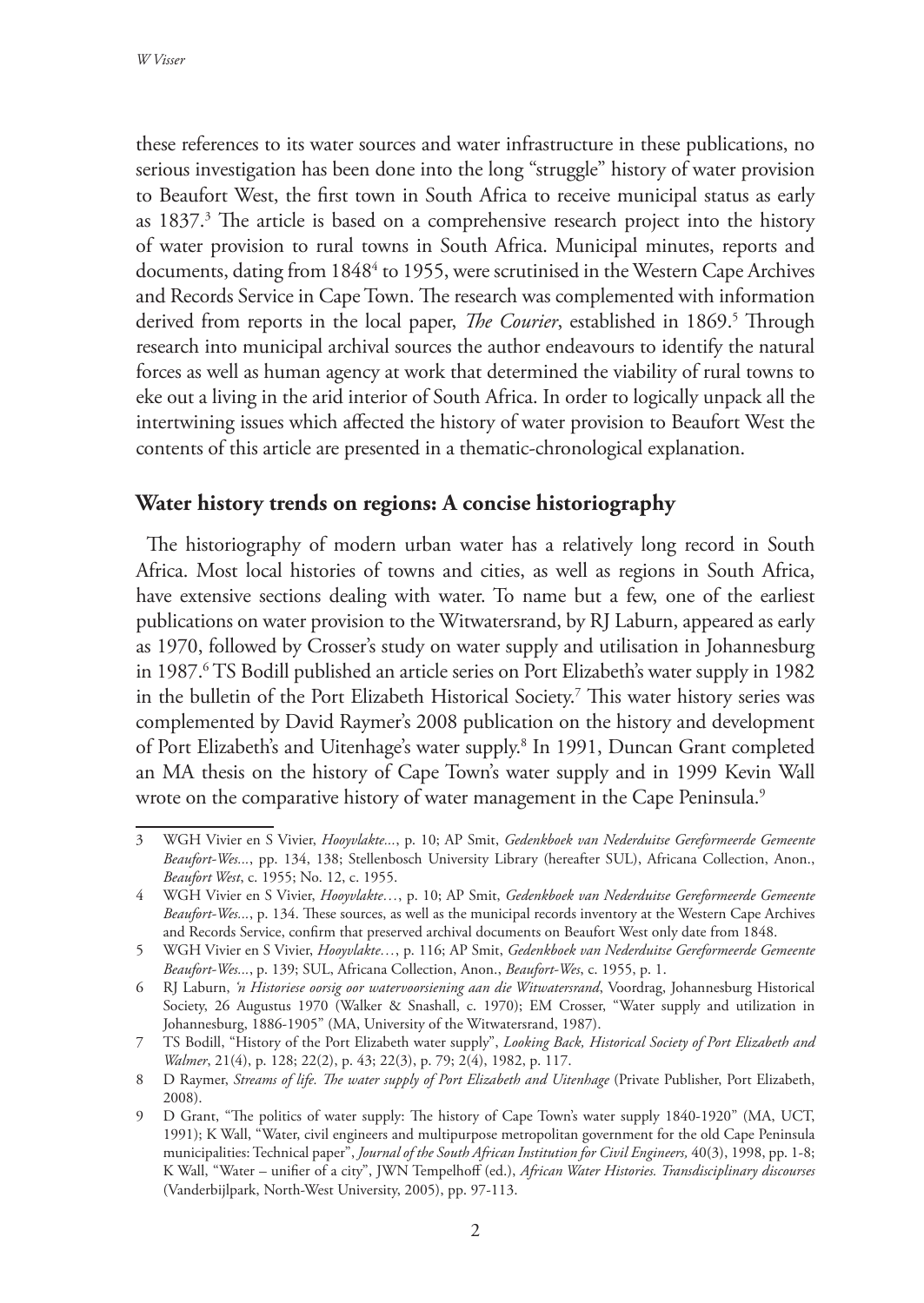these references to its water sources and water infrastructure in these publications, no serious investigation has been done into the long "struggle" history of water provision to Beaufort West, the first town in South Africa to receive municipal status as early as 1837.[3] The article is based on a comprehensive research project into the history of water provision to rural towns in South Africa. Municipal minutes, reports and documents, dating from 1848[4] to 1955, were scrutinised in the Western Cape Archives and Records Service in Cape Town. The research was complemented with information derived from reports in the local paper, *The Courier*, established in 1869.[5] Through research into municipal archival sources the author endeavours to identify the natural forces as well as human agency at work that determined the viability of rural towns to eke out a living in the arid interior of South Africa. In order to logically unpack all the intertwining issues which affected the history of water provision to Beaufort West the contents of this article are presented in a thematic-chronological explanation.

## Water history trends on regions: A concise historiography

The historiography of modern urban water has a relatively long record in South Africa. Most local histories of towns and cities, as well as regions in South Africa, have extensive sections dealing with water. To name but a few, one of the earliest publications on water provision to the Witwatersrand, by RJ Laburn, appeared as early as 1970, followed by Crosser's study on water supply and utilisation in Johannesburg in 1987.[6] TS Bodill published an article series on Port Elizabeth's water supply in 1982 in the bulletin of the Port Elizabeth Historical Society.[7] This water history series was complemented by David Raymer's 2008 publication on the history and development of Port Elizabeth's and Uitenhage's water supply.[8] In 1991, Duncan Grant completed an MA thesis on the history of Cape Town's water supply and in 1999 Kevin Wall wrote on the comparative history of water management in the Cape Peninsula.[9]

---

3 WGH Vivier en S Vivier, *Hooyvlakte...*, p. 10; AP Smit, *Gedenkboek van Nederduitse Gereformeerde Gemeente Beaufort-Wes...*, pp. 134, 138; Stellenbosch University Library (hereafter SUL), Africana Collection, Anon., *Beaufort West*, c. 1955; No. 12, c. 1955.

4 WGH Vivier en S Vivier, *Hooyvlakte…*, p. 10; AP Smit, *Gedenkboek van Nederduitse Gereformeerde Gemeente Beaufort-Wes...*, p. 134. These sources, as well as the municipal records inventory at the Western Cape Archives and Records Service, confirm that preserved archival documents on Beaufort West only date from 1848.

5 WGH Vivier en S Vivier, *Hooyvlakte…*, p. 116; AP Smit, *Gedenkboek van Nederduitse Gereformeerde Gemeente Beaufort-Wes...*, p. 139; SUL, Africana Collection, Anon., *Beaufort-Wes*, c. 1955, p. 1.

6 RJ Laburn, *'n Historiese oorsig oor watervoorsiening aan die Witwatersrand*, Voordrag, Johannesburg Historical Society, 26 Augustus 1970 (Walker & Snashall, c. 1970); EM Crosser, "Water supply and utilization in Johannesburg, 1886-1905" (MA, University of the Witwatersrand, 1987).

7 TS Bodill, "History of the Port Elizabeth water supply", *Looking Back, Historical Society of Port Elizabeth and Walmer*, 21(4), p. 128; 22(2), p. 43; 22(3), p. 79; 2(4), 1982, p. 117.

8 D Raymer, *Streams of life. The water supply of Port Elizabeth and Uitenhage* (Private Publisher, Port Elizabeth, 2008).

9 D Grant, "The politics of water supply: The history of Cape Town's water supply 1840-1920" (MA, UCT, 1991); K Wall, "Water, civil engineers and multipurpose metropolitan government for the old Cape Peninsula municipalities: Technical paper", *Journal of the South African Institution for Civil Engineers,* 40(3), 1998, pp. 1-8; K Wall, "Water – unifier of a city", JWN Tempelhoff (ed.), *African Water Histories. Transdisciplinary discourses* (Vanderbijlpark, North-West University, 2005), pp. 97-113.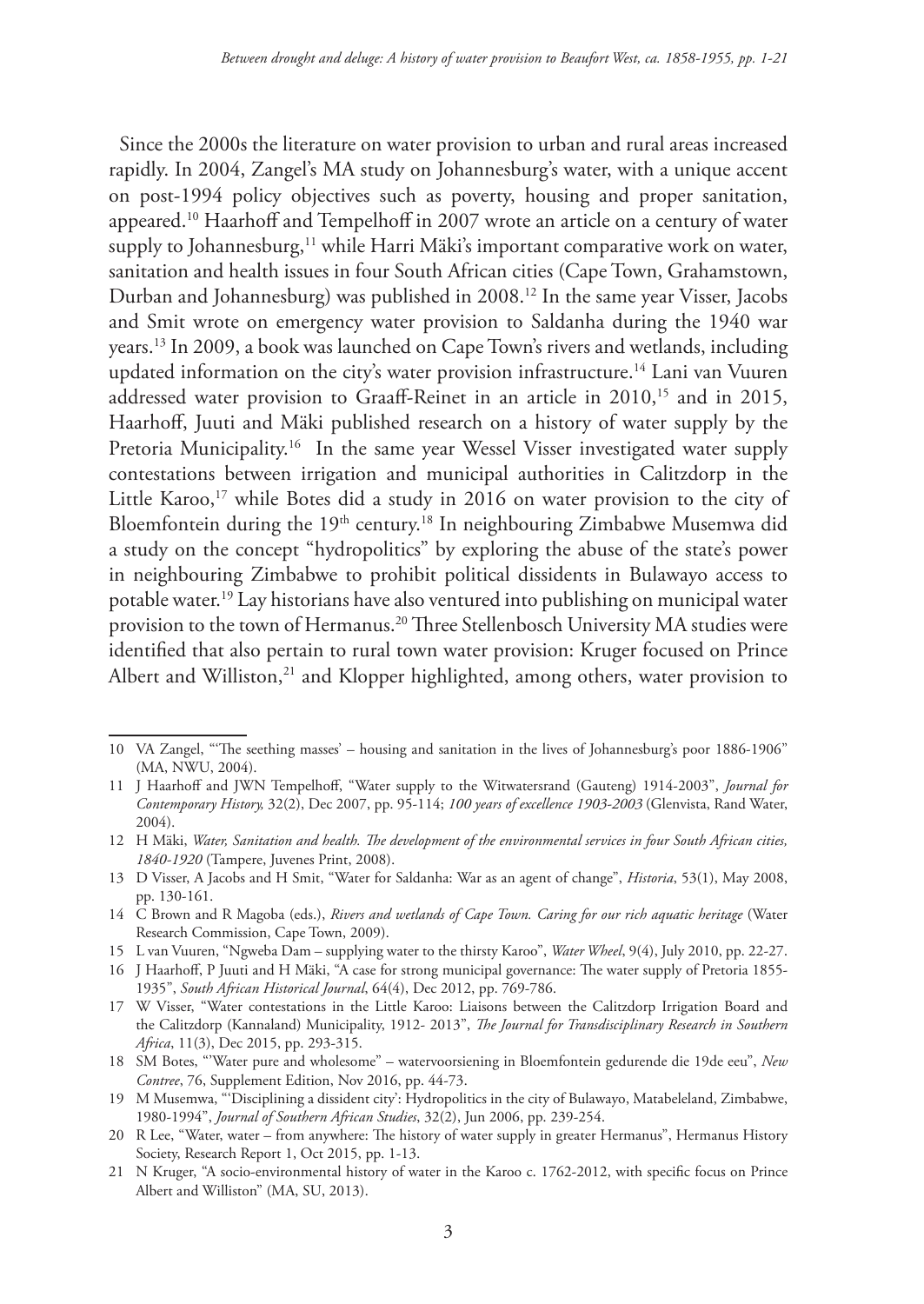Since the 2000s the literature on water provision to urban and rural areas increased rapidly. In 2004, Zangel's MA study on Johannesburg's water, with a unique accent on post-1994 policy objectives such as poverty, housing and proper sanitation, appeared.[10] Haarhoff and Tempelhoff in 2007 wrote an article on a century of water supply to Johannesburg,[11] while Harri Mäki's important comparative work on water, sanitation and health issues in four South African cities (Cape Town, Grahamstown, Durban and Johannesburg) was published in 2008.[12] In the same year Visser, Jacobs and Smit wrote on emergency water provision to Saldanha during the 1940 war years.[13] In 2009, a book was launched on Cape Town's rivers and wetlands, including updated information on the city's water provision infrastructure.[14] Lani van Vuuren addressed water provision to Graaff-Reinet in an article in 2010,[15] and in 2015, Haarhoff, Juuti and Mäki published research on a history of water supply by the Pretoria Municipality.[16] In the same year Wessel Visser investigated water supply contestations between irrigation and municipal authorities in Calitzdorp in the Little Karoo,[17] while Botes did a study in 2016 on water provision to the city of Bloemfontein during the 19th century.[18] In neighbouring Zimbabwe Musemwa did a study on the concept "hydropolitics" by exploring the abuse of the state's power in neighbouring Zimbabwe to prohibit political dissidents in Bulawayo access to potable water.[19] Lay historians have also ventured into publishing on municipal water provision to the town of Hermanus.[20] Three Stellenbosch University MA studies were identified that also pertain to rural town water provision: Kruger focused on Prince Albert and Williston,[21] and Klopper highlighted, among others, water provision to

---

10 VA Zangel, "'The seething masses' – housing and sanitation in the lives of Johannesburg's poor 1886-1906" (MA, NWU, 2004).

11 J Haarhoff and JWN Tempelhoff, "Water supply to the Witwatersrand (Gauteng) 1914-2003", *Journal for Contemporary History,* 32(2), Dec 2007, pp. 95-114; *100 years of excellence 1903-2003* (Glenvista, Rand Water, 2004).

12 H Mäki, *Water, Sanitation and health. The development of the environmental services in four South African cities, 1840-1920* (Tampere, Juvenes Print, 2008).

13 D Visser, A Jacobs and H Smit, "Water for Saldanha: War as an agent of change", *Historia*, 53(1), May 2008, pp. 130-161.

14 C Brown and R Magoba (eds.), *Rivers and wetlands of Cape Town. Caring for our rich aquatic heritage* (Water Research Commission, Cape Town, 2009).

15 L van Vuuren, "Ngweba Dam – supplying water to the thirsty Karoo", *Water Wheel*, 9(4), July 2010, pp. 22-27.

16 J Haarhoff, P Juuti and H Mäki, "A case for strong municipal governance: The water supply of Pretoria 1855-1935", *South African Historical Journal*, 64(4), Dec 2012, pp. 769-786.

17 W Visser, "Water contestations in the Little Karoo: Liaisons between the Calitzdorp Irrigation Board and the Calitzdorp (Kannaland) Municipality, 1912- 2013", *The Journal for Transdisciplinary Research in Southern Africa*, 11(3), Dec 2015, pp. 293-315.

18 SM Botes, "'Water pure and wholesome" – watervoorsiening in Bloemfontein gedurende die 19de eeu", *New Contree*, 76, Supplement Edition, Nov 2016, pp. 44-73.

19 M Musemwa, "'Disciplining a dissident city': Hydropolitics in the city of Bulawayo, Matabeleland, Zimbabwe, 1980-1994", *Journal of Southern African Studies*, 32(2), Jun 2006, pp. 239-254.

20 R Lee, "Water, water – from anywhere: The history of water supply in greater Hermanus", Hermanus History Society, Research Report 1, Oct 2015, pp. 1-13.

21 N Kruger, "A socio-environmental history of water in the Karoo c. 1762-2012, with specific focus on Prince Albert and Williston" (MA, SU, 2013).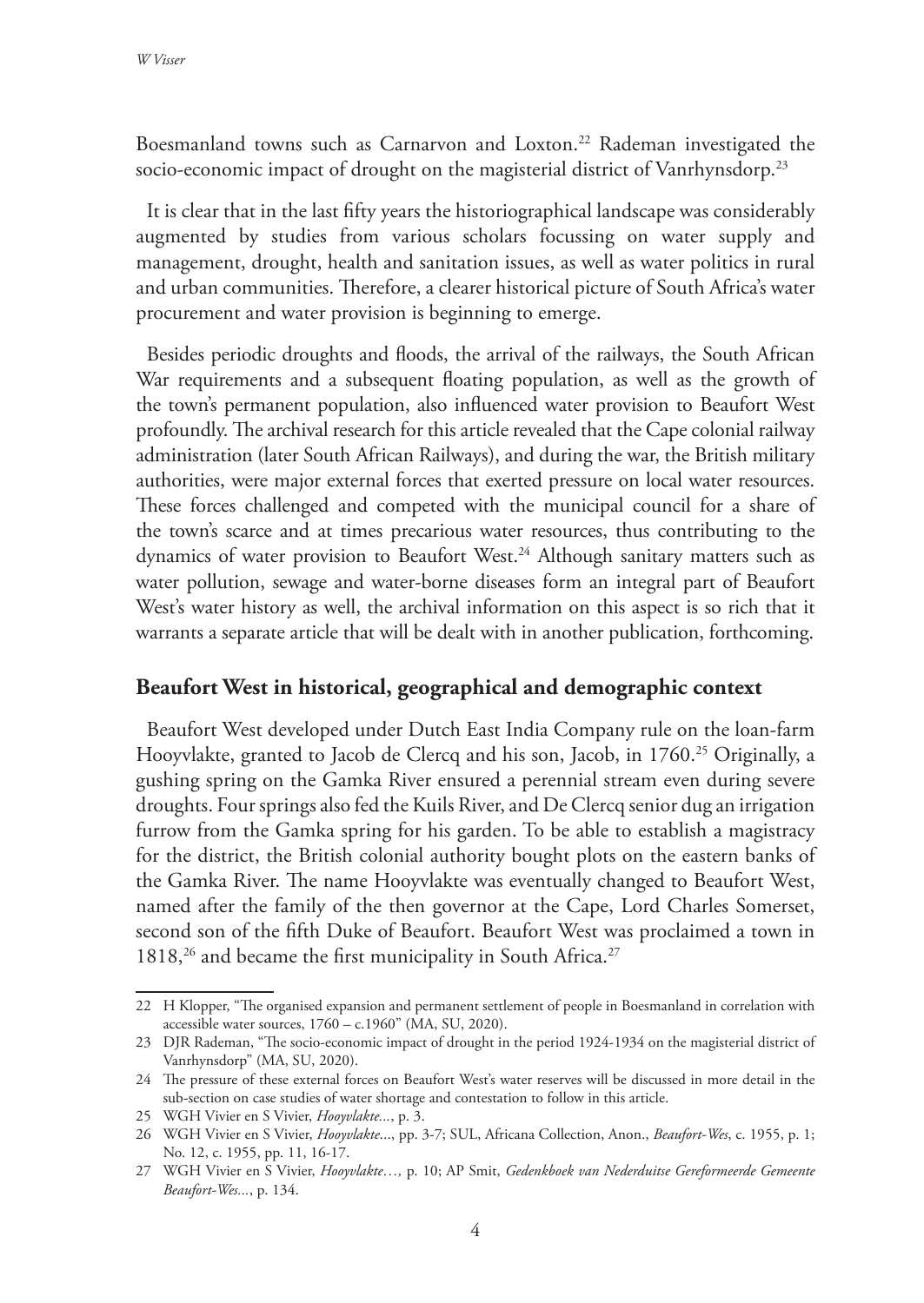Boesmanland towns such as Carnarvon and Loxton.[22] Rademan investigated the socio-economic impact of drought on the magisterial district of Vanrhynsdorp.[23]

It is clear that in the last fifty years the historiographical landscape was considerably augmented by studies from various scholars focussing on water supply and management, drought, health and sanitation issues, as well as water politics in rural and urban communities. Therefore, a clearer historical picture of South Africa's water procurement and water provision is beginning to emerge.

Besides periodic droughts and floods, the arrival of the railways, the South African War requirements and a subsequent floating population, as well as the growth of the town's permanent population, also influenced water provision to Beaufort West profoundly. The archival research for this article revealed that the Cape colonial railway administration (later South African Railways), and during the war, the British military authorities, were major external forces that exerted pressure on local water resources. These forces challenged and competed with the municipal council for a share of the town's scarce and at times precarious water resources, thus contributing to the dynamics of water provision to Beaufort West.[24] Although sanitary matters such as water pollution, sewage and water-borne diseases form an integral part of Beaufort West's water history as well, the archival information on this aspect is so rich that it warrants a separate article that will be dealt with in another publication, forthcoming.

## Beaufort West in historical, geographical and demographic context

Beaufort West developed under Dutch East India Company rule on the loan-farm Hooyvlakte, granted to Jacob de Clercq and his son, Jacob, in 1760.[25] Originally, a gushing spring on the Gamka River ensured a perennial stream even during severe droughts. Four springs also fed the Kuils River, and De Clercq senior dug an irrigation furrow from the Gamka spring for his garden. To be able to establish a magistracy for the district, the British colonial authority bought plots on the eastern banks of the Gamka River. The name Hooyvlakte was eventually changed to Beaufort West, named after the family of the then governor at the Cape, Lord Charles Somerset, second son of the fifth Duke of Beaufort. Beaufort West was proclaimed a town in 1818,[26] and became the first municipality in South Africa.[27]

---

22 H Klopper, "The organised expansion and permanent settlement of people in Boesmanland in correlation with accessible water sources, 1760 – c.1960" (MA, SU, 2020).

23 DJR Rademan, "The socio-economic impact of drought in the period 1924-1934 on the magisterial district of Vanrhynsdorp" (MA, SU, 2020).

24 The pressure of these external forces on Beaufort West's water reserves will be discussed in more detail in the sub-section on case studies of water shortage and contestation to follow in this article.

25 WGH Vivier en S Vivier, *Hooyvlakte*..., p. 3.

26 WGH Vivier en S Vivier, *Hooyvlakte*..., pp. 3-7; SUL, Africana Collection, Anon., *Beaufort-Wes*, c. 1955, p. 1; No. 12, c. 1955, pp. 11, 16-17.

27 WGH Vivier en S Vivier, *Hooyvlakte…,* p. 10; AP Smit, *Gedenkboek van Nederduitse Gereformeerde Gemeente Beaufort-Wes...*, p. 134.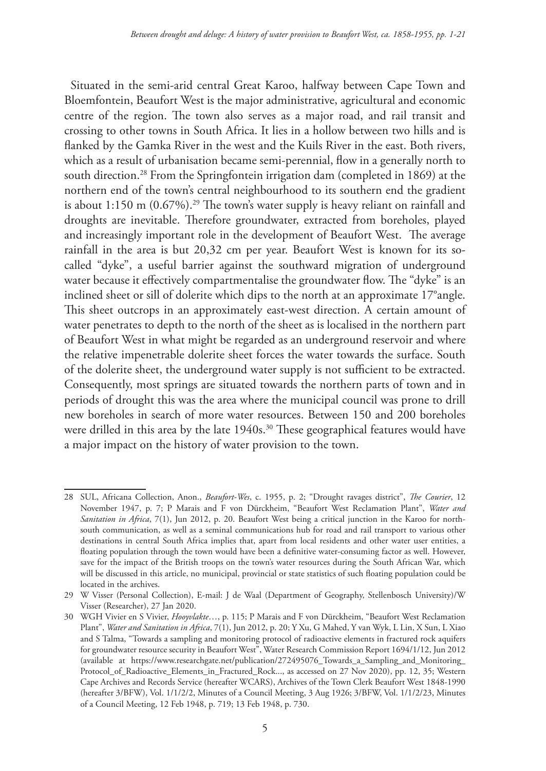Situated in the semi-arid central Great Karoo, halfway between Cape Town and Bloemfontein, Beaufort West is the major administrative, agricultural and economic centre of the region. The town also serves as a major road, and rail transit and crossing to other towns in South Africa. It lies in a hollow between two hills and is flanked by the Gamka River in the west and the Kuils River in the east. Both rivers, which as a result of urbanisation became semi-perennial, flow in a generally north to south direction.[28] From the Springfontein irrigation dam (completed in 1869) at the northern end of the town's central neighbourhood to its southern end the gradient is about 1:150 m (0.67%).[29] The town's water supply is heavy reliant on rainfall and droughts are inevitable. Therefore groundwater, extracted from boreholes, played and increasingly important role in the development of Beaufort West. The average rainfall in the area is but 20,32 cm per year. Beaufort West is known for its so-called "dyke", a useful barrier against the southward migration of underground water because it effectively compartmentalise the groundwater flow. The "dyke" is an inclined sheet or sill of dolerite which dips to the north at an approximate 17°angle. This sheet outcrops in an approximately east-west direction. A certain amount of water penetrates to depth to the north of the sheet as is localised in the northern part of Beaufort West in what might be regarded as an underground reservoir and where the relative impenetrable dolerite sheet forces the water towards the surface. South of the dolerite sheet, the underground water supply is not sufficient to be extracted. Consequently, most springs are situated towards the northern parts of town and in periods of drought this was the area where the municipal council was prone to drill new boreholes in search of more water resources. Between 150 and 200 boreholes were drilled in this area by the late 1940s.[30] These geographical features would have a major impact on the history of water provision to the town.

---

28 SUL, Africana Collection, Anon., *Beaufort-Wes*, c. 1955, p. 2; "Drought ravages district", *The Courier*, 12 November 1947, p. 7; P Marais and F von Dürckheim, "Beaufort West Reclamation Plant", *Water and Sanitation in Africa*, 7(1), Jun 2012, p. 20. Beaufort West being a critical junction in the Karoo for north-south communication, as well as a seminal communications hub for road and rail transport to various other destinations in central South Africa implies that, apart from local residents and other water user entities, a floating population through the town would have been a definitive water-consuming factor as well. However, save for the impact of the British troops on the town's water resources during the South African War, which will be discussed in this article, no municipal, provincial or state statistics of such floating population could be located in the archives.

29 W Visser (Personal Collection), E-mail: J de Waal (Department of Geography, Stellenbosch University)/W Visser (Researcher), 27 Jan 2020.

30 WGH Vivier en S Vivier, *Hooyvlakte*…, p. 115; P Marais and F von Dürckheim, "Beaufort West Reclamation Plant", *Water and Sanitation in Africa*, 7(1), Jun 2012, p. 20; Y Xu, G Mahed, Y van Wyk, L Lin, X Sun, L Xiao and S Talma, "Towards a sampling and monitoring protocol of radioactive elements in fractured rock aquifers for groundwater resource security in Beaufort West", Water Research Commission Report 1694/1/12, Jun 2012 (available at https://www.researchgate.net/publication/272495076_Towards_a_Sampling_and_Monitoring_Protocol_of_Radioactive_Elements_in_Fractured_Rock..., as accessed on 27 Nov 2020), pp. 12, 35; Western Cape Archives and Records Service (hereafter WCARS), Archives of the Town Clerk Beaufort West 1848-1990 (hereafter 3/BFW), Vol. 1/1/2/2, Minutes of a Council Meeting, 3 Aug 1926; 3/BFW, Vol. 1/1/2/23, Minutes of a Council Meeting, 12 Feb 1948, p. 719; 13 Feb 1948, p. 730.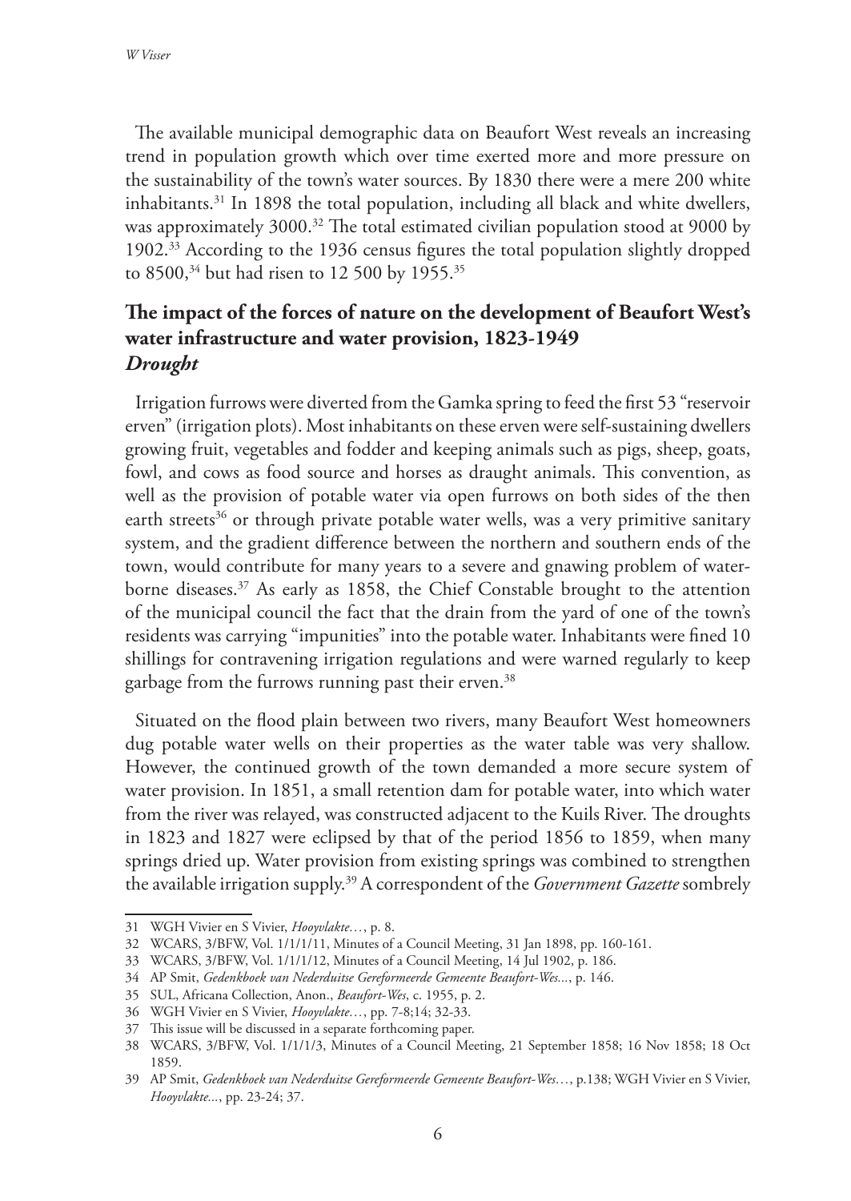The available municipal demographic data on Beaufort West reveals an increasing trend in population growth which over time exerted more and more pressure on the sustainability of the town's water sources. By 1830 there were a mere 200 white inhabitants.[31] In 1898 the total population, including all black and white dwellers, was approximately 3000.[32] The total estimated civilian population stood at 9000 by 1902.[33] According to the 1936 census figures the total population slightly dropped to 8500,[34] but had risen to 12 500 by 1955.[35]

## The impact of the forces of nature on the development of Beaufort West's water infrastructure and water provision, 1823-1949

### *Drought*

Irrigation furrows were diverted from the Gamka spring to feed the first 53 "reservoir erven" (irrigation plots). Most inhabitants on these erven were self-sustaining dwellers growing fruit, vegetables and fodder and keeping animals such as pigs, sheep, goats, fowl, and cows as food source and horses as draught animals. This convention, as well as the provision of potable water via open furrows on both sides of the then earth streets[36] or through private potable water wells, was a very primitive sanitary system, and the gradient difference between the northern and southern ends of the town, would contribute for many years to a severe and gnawing problem of water-borne diseases.[37] As early as 1858, the Chief Constable brought to the attention of the municipal council the fact that the drain from the yard of one of the town's residents was carrying "impunities" into the potable water. Inhabitants were fined 10 shillings for contravening irrigation regulations and were warned regularly to keep garbage from the furrows running past their erven.[38]

Situated on the flood plain between two rivers, many Beaufort West homeowners dug potable water wells on their properties as the water table was very shallow. However, the continued growth of the town demanded a more secure system of water provision. In 1851, a small retention dam for potable water, into which water from the river was relayed, was constructed adjacent to the Kuils River. The droughts in 1823 and 1827 were eclipsed by that of the period 1856 to 1859, when many springs dried up. Water provision from existing springs was combined to strengthen the available irrigation supply.[39] A correspondent of the *Government Gazette* sombrely

---

31 WGH Vivier en S Vivier, *Hooyvlakte…*, p. 8.

32 WCARS, 3/BFW, Vol. 1/1/1/11, Minutes of a Council Meeting, 31 Jan 1898, pp. 160-161.

33 WCARS, 3/BFW, Vol. 1/1/1/12, Minutes of a Council Meeting, 14 Jul 1902, p. 186.

34 AP Smit, *Gedenkboek van Nederduitse Gereformeerde Gemeente Beaufort-Wes...*, p. 146.

35 SUL, Africana Collection, Anon., *Beaufort-Wes*, c. 1955, p. 2.

36 WGH Vivier en S Vivier, *Hooyvlakte…*, pp. 7-8;14; 32-33.

37 This issue will be discussed in a separate forthcoming paper.

38 WCARS, 3/BFW, Vol. 1/1/1/3, Minutes of a Council Meeting, 21 September 1858; 16 Nov 1858; 18 Oct 1859.

39 AP Smit, *Gedenkboek van Nederduitse Gereformeerde Gemeente Beaufort-Wes…*, p.138; WGH Vivier en S Vivier, *Hooyvlakte...*, pp. 23-24; 37.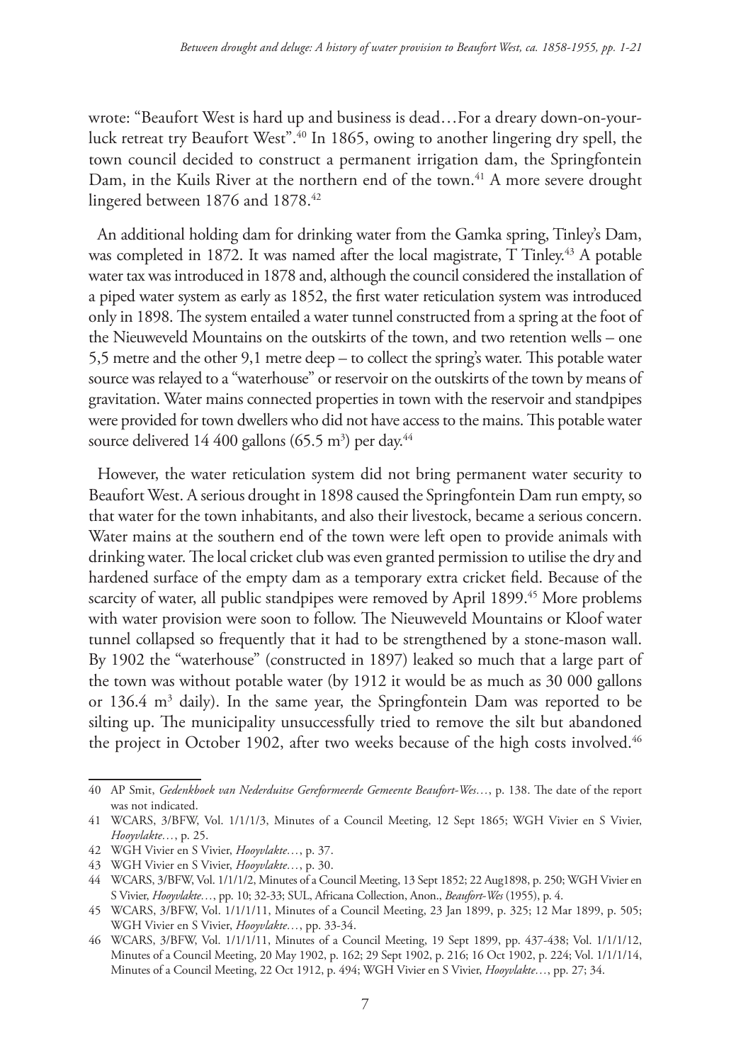wrote: "Beaufort West is hard up and business is dead…For a dreary down-on-your-luck retreat try Beaufort West".[40] In 1865, owing to another lingering dry spell, the town council decided to construct a permanent irrigation dam, the Springfontein Dam, in the Kuils River at the northern end of the town.[41] A more severe drought lingered between 1876 and 1878.[42]

An additional holding dam for drinking water from the Gamka spring, Tinley's Dam, was completed in 1872. It was named after the local magistrate, T Tinley.[43] A potable water tax was introduced in 1878 and, although the council considered the installation of a piped water system as early as 1852, the first water reticulation system was introduced only in 1898. The system entailed a water tunnel constructed from a spring at the foot of the Nieuweveld Mountains on the outskirts of the town, and two retention wells – one 5,5 metre and the other 9,1 metre deep – to collect the spring's water. This potable water source was relayed to a "waterhouse" or reservoir on the outskirts of the town by means of gravitation. Water mains connected properties in town with the reservoir and standpipes were provided for town dwellers who did not have access to the mains. This potable water source delivered 14 400 gallons (65.5 m$^3$) per day.[44]

However, the water reticulation system did not bring permanent water security to Beaufort West. A serious drought in 1898 caused the Springfontein Dam run empty, so that water for the town inhabitants, and also their livestock, became a serious concern. Water mains at the southern end of the town were left open to provide animals with drinking water. The local cricket club was even granted permission to utilise the dry and hardened surface of the empty dam as a temporary extra cricket field. Because of the scarcity of water, all public standpipes were removed by April 1899.[45] More problems with water provision were soon to follow. The Nieuweveld Mountains or Kloof water tunnel collapsed so frequently that it had to be strengthened by a stone-mason wall. By 1902 the "waterhouse" (constructed in 1897) leaked so much that a large part of the town was without potable water (by 1912 it would be as much as 30 000 gallons or 136.4 m$^3$ daily). In the same year, the Springfontein Dam was reported to be silting up. The municipality unsuccessfully tried to remove the silt but abandoned the project in October 1902, after two weeks because of the high costs involved.[46]

---

40 AP Smit, *Gedenkboek van Nederduitse Gereformeerde Gemeente Beaufort-Wes…*, p. 138. The date of the report was not indicated.

41 WCARS, 3/BFW, Vol. 1/1/1/3, Minutes of a Council Meeting, 12 Sept 1865; WGH Vivier en S Vivier, *Hooyvlakte…*, p. 25.

42 WGH Vivier en S Vivier, *Hooyvlakte…*, p. 37.

43 WGH Vivier en S Vivier, *Hooyvlakte…*, p. 30.

44 WCARS, 3/BFW, Vol. 1/1/1/2, Minutes of a Council Meeting, 13 Sept 1852; 22 Aug1898, p. 250; WGH Vivier en S Vivier, *Hooyvlakte…*, pp. 10; 32-33; SUL, Africana Collection, Anon., *Beaufort-Wes* (1955), p. 4.

45 WCARS, 3/BFW, Vol. 1/1/1/11, Minutes of a Council Meeting, 23 Jan 1899, p. 325; 12 Mar 1899, p. 505; WGH Vivier en S Vivier, *Hooyvlakte…*, pp. 33-34.

46 WCARS, 3/BFW, Vol. 1/1/1/11, Minutes of a Council Meeting, 19 Sept 1899, pp. 437-438; Vol. 1/1/1/12, Minutes of a Council Meeting, 20 May 1902, p. 162; 29 Sept 1902, p. 216; 16 Oct 1902, p. 224; Vol. 1/1/1/14, Minutes of a Council Meeting, 22 Oct 1912, p. 494; WGH Vivier en S Vivier, *Hooyvlakte…*, pp. 27; 34.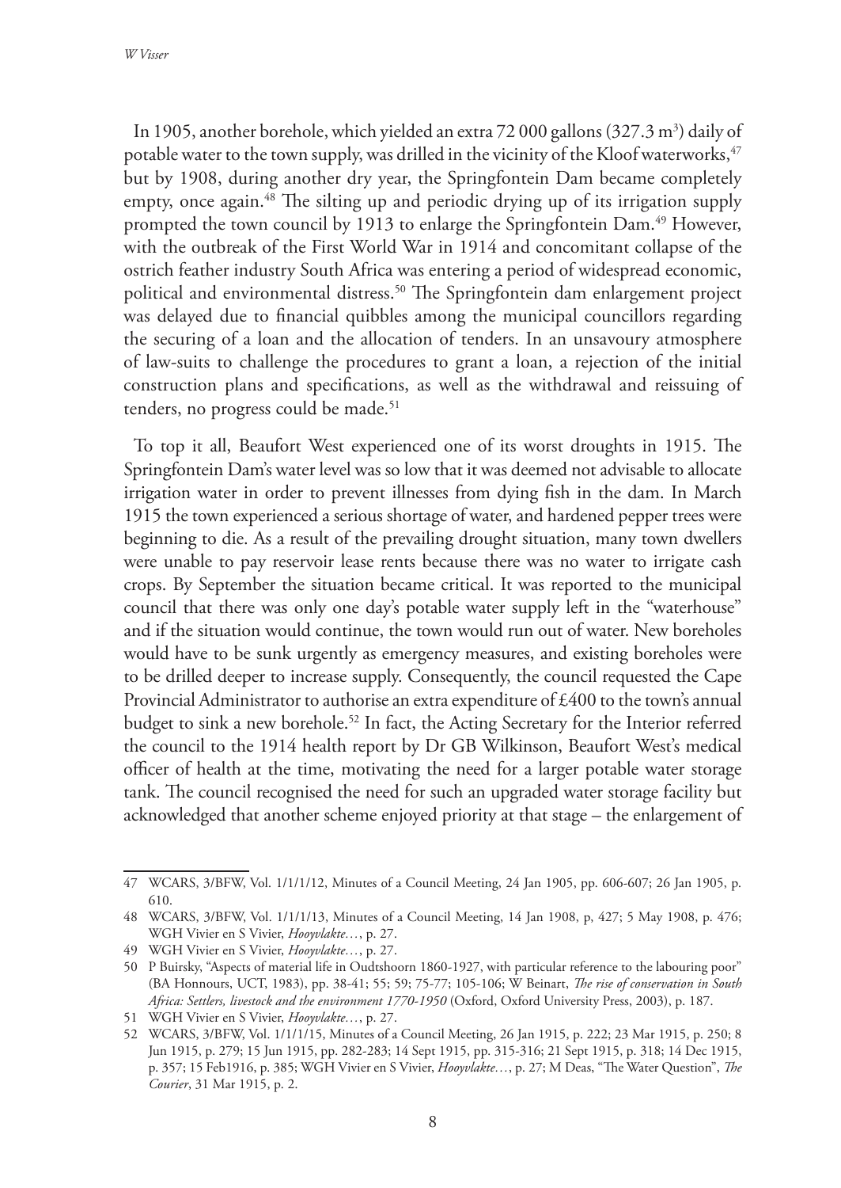In 1905, another borehole, which yielded an extra 72 000 gallons (327.3 $m^3$) daily of potable water to the town supply, was drilled in the vicinity of the Kloof waterworks,[47] but by 1908, during another dry year, the Springfontein Dam became completely empty, once again.[48] The silting up and periodic drying up of its irrigation supply prompted the town council by 1913 to enlarge the Springfontein Dam.[49] However, with the outbreak of the First World War in 1914 and concomitant collapse of the ostrich feather industry South Africa was entering a period of widespread economic, political and environmental distress.[50] The Springfontein dam enlargement project was delayed due to financial quibbles among the municipal councillors regarding the securing of a loan and the allocation of tenders. In an unsavoury atmosphere of law-suits to challenge the procedures to grant a loan, a rejection of the initial construction plans and specifications, as well as the withdrawal and reissuing of tenders, no progress could be made.[51]

To top it all, Beaufort West experienced one of its worst droughts in 1915. The Springfontein Dam's water level was so low that it was deemed not advisable to allocate irrigation water in order to prevent illnesses from dying fish in the dam. In March 1915 the town experienced a serious shortage of water, and hardened pepper trees were beginning to die. As a result of the prevailing drought situation, many town dwellers were unable to pay reservoir lease rents because there was no water to irrigate cash crops. By September the situation became critical. It was reported to the municipal council that there was only one day's potable water supply left in the "waterhouse" and if the situation would continue, the town would run out of water. New boreholes would have to be sunk urgently as emergency measures, and existing boreholes were to be drilled deeper to increase supply. Consequently, the council requested the Cape Provincial Administrator to authorise an extra expenditure of £400 to the town's annual budget to sink a new borehole.[52] In fact, the Acting Secretary for the Interior referred the council to the 1914 health report by Dr GB Wilkinson, Beaufort West's medical officer of health at the time, motivating the need for a larger potable water storage tank. The council recognised the need for such an upgraded water storage facility but acknowledged that another scheme enjoyed priority at that stage – the enlargement of

---

47 WCARS, 3/BFW, Vol. 1/1/1/12, Minutes of a Council Meeting, 24 Jan 1905, pp. 606-607; 26 Jan 1905, p. 610.

48 WCARS, 3/BFW, Vol. 1/1/1/13, Minutes of a Council Meeting, 14 Jan 1908, p, 427; 5 May 1908, p. 476; WGH Vivier en S Vivier, *Hooyvlakte…*, p. 27.

49 WGH Vivier en S Vivier, *Hooyvlakte…*, p. 27.

50 P Buirsky, "Aspects of material life in Oudtshoorn 1860-1927, with particular reference to the labouring poor" (BA Honnours, UCT, 1983), pp. 38-41; 55; 59; 75-77; 105-106; W Beinart, *The rise of conservation in South Africa: Settlers, livestock and the environment 1770-1950* (Oxford, Oxford University Press, 2003), p. 187.

51 WGH Vivier en S Vivier, *Hooyvlakte…*, p. 27.

52 WCARS, 3/BFW, Vol. 1/1/1/15, Minutes of a Council Meeting, 26 Jan 1915, p. 222; 23 Mar 1915, p. 250; 8 Jun 1915, p. 279; 15 Jun 1915, pp. 282-283; 14 Sept 1915, pp. 315-316; 21 Sept 1915, p. 318; 14 Dec 1915, p. 357; 15 Feb1916, p. 385; WGH Vivier en S Vivier, *Hooyvlakte…*, p. 27; M Deas, "The Water Question", *The Courier*, 31 Mar 1915, p. 2.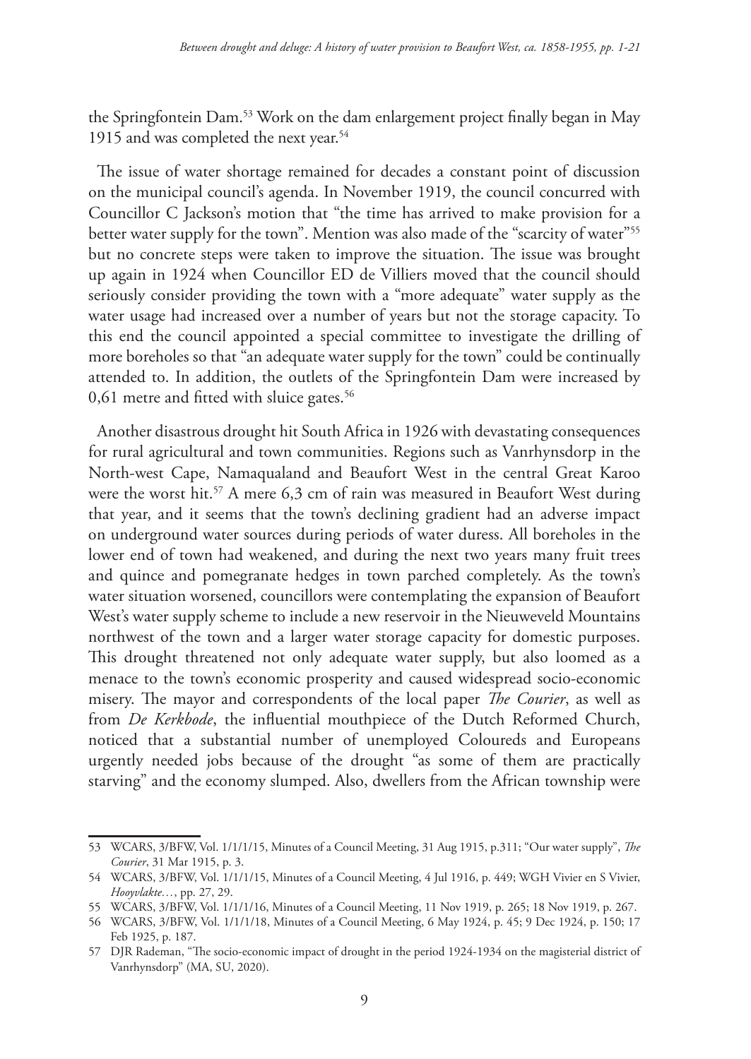the Springfontein Dam.[53] Work on the dam enlargement project finally began in May 1915 and was completed the next year.[54]

The issue of water shortage remained for decades a constant point of discussion on the municipal council's agenda. In November 1919, the council concurred with Councillor C Jackson's motion that "the time has arrived to make provision for a better water supply for the town". Mention was also made of the "scarcity of water"[55] but no concrete steps were taken to improve the situation. The issue was brought up again in 1924 when Councillor ED de Villiers moved that the council should seriously consider providing the town with a "more adequate" water supply as the water usage had increased over a number of years but not the storage capacity. To this end the council appointed a special committee to investigate the drilling of more boreholes so that "an adequate water supply for the town" could be continually attended to. In addition, the outlets of the Springfontein Dam were increased by 0,61 metre and fitted with sluice gates.[56]

Another disastrous drought hit South Africa in 1926 with devastating consequences for rural agricultural and town communities. Regions such as Vanrhynsdorp in the North-west Cape, Namaqualand and Beaufort West in the central Great Karoo were the worst hit.[57] A mere 6,3 cm of rain was measured in Beaufort West during that year, and it seems that the town's declining gradient had an adverse impact on underground water sources during periods of water duress. All boreholes in the lower end of town had weakened, and during the next two years many fruit trees and quince and pomegranate hedges in town parched completely. As the town's water situation worsened, councillors were contemplating the expansion of Beaufort West's water supply scheme to include a new reservoir in the Nieuweveld Mountains northwest of the town and a larger water storage capacity for domestic purposes. This drought threatened not only adequate water supply, but also loomed as a menace to the town's economic prosperity and caused widespread socio-economic misery. The mayor and correspondents of the local paper *The Courier*, as well as from *De Kerkbode*, the influential mouthpiece of the Dutch Reformed Church, noticed that a substantial number of unemployed Coloureds and Europeans urgently needed jobs because of the drought "as some of them are practically starving" and the economy slumped. Also, dwellers from the African township were

---

53 WCARS, 3/BFW, Vol. 1/1/1/15, Minutes of a Council Meeting, 31 Aug 1915, p.311; "Our water supply", *The Courier*, 31 Mar 1915, p. 3.

54 WCARS, 3/BFW, Vol. 1/1/1/15, Minutes of a Council Meeting, 4 Jul 1916, p. 449; WGH Vivier en S Vivier, *Hooyvlakte…*, pp. 27, 29.

55 WCARS, 3/BFW, Vol. 1/1/1/16, Minutes of a Council Meeting, 11 Nov 1919, p. 265; 18 Nov 1919, p. 267.

56 WCARS, 3/BFW, Vol. 1/1/1/18, Minutes of a Council Meeting, 6 May 1924, p. 45; 9 Dec 1924, p. 150; 17 Feb 1925, p. 187.

57 DJR Rademan, "The socio-economic impact of drought in the period 1924-1934 on the magisterial district of Vanrhynsdorp" (MA, SU, 2020).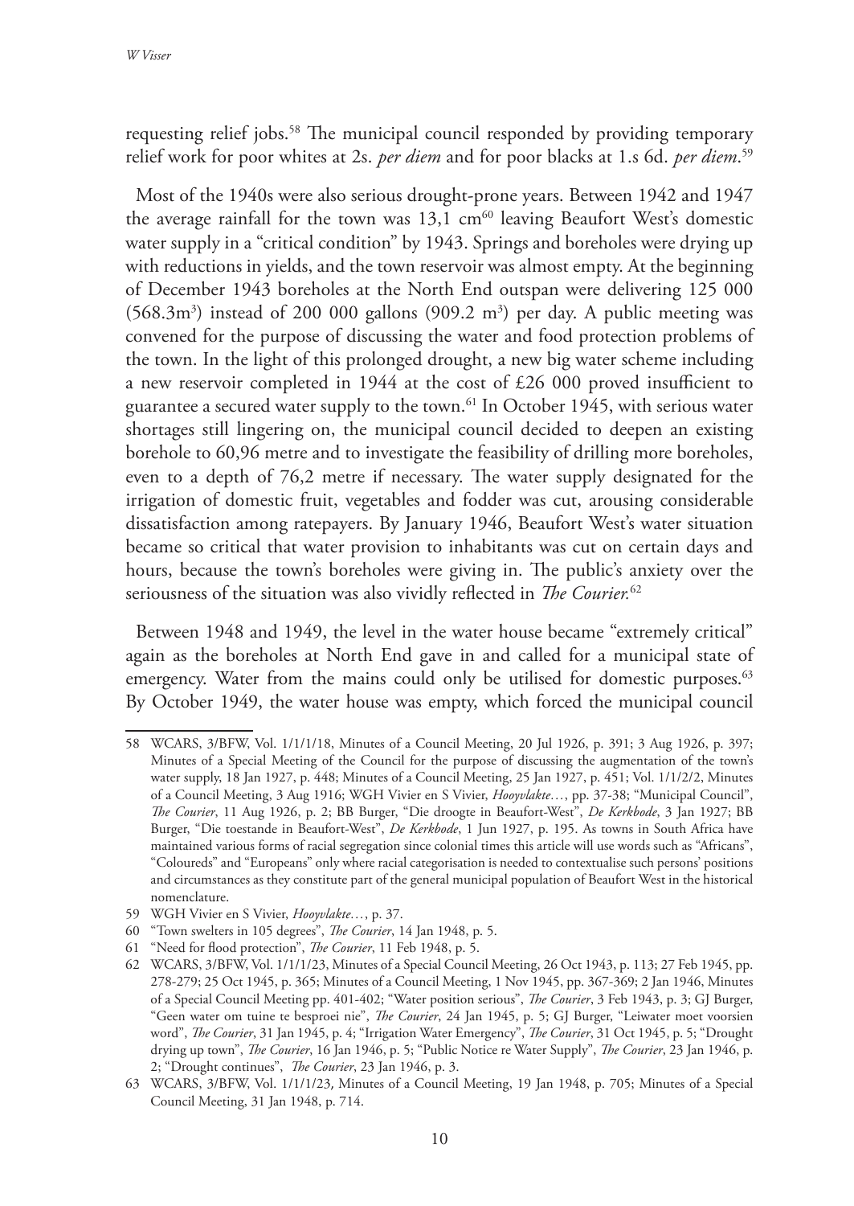requesting relief jobs.[58] The municipal council responded by providing temporary relief work for poor whites at 2s. *per diem* and for poor blacks at 1.s 6d. *per diem*.[59]

Most of the 1940s were also serious drought-prone years. Between 1942 and 1947 the average rainfall for the town was 13,1 cm[60] leaving Beaufort West's domestic water supply in a "critical condition" by 1943. Springs and boreholes were drying up with reductions in yields, and the town reservoir was almost empty. At the beginning of December 1943 boreholes at the North End outspan were delivering 125 000 (568.3m$^3$) instead of 200 000 gallons (909.2 m$^3$) per day. A public meeting was convened for the purpose of discussing the water and food protection problems of the town. In the light of this prolonged drought, a new big water scheme including a new reservoir completed in 1944 at the cost of £26 000 proved insufficient to guarantee a secured water supply to the town.[61] In October 1945, with serious water shortages still lingering on, the municipal council decided to deepen an existing borehole to 60,96 metre and to investigate the feasibility of drilling more boreholes, even to a depth of 76,2 metre if necessary. The water supply designated for the irrigation of domestic fruit, vegetables and fodder was cut, arousing considerable dissatisfaction among ratepayers. By January 1946, Beaufort West's water situation became so critical that water provision to inhabitants was cut on certain days and hours, because the town's boreholes were giving in. The public's anxiety over the seriousness of the situation was also vividly reflected in *The Courier.*[62]

Between 1948 and 1949, the level in the water house became "extremely critical" again as the boreholes at North End gave in and called for a municipal state of emergency. Water from the mains could only be utilised for domestic purposes.[63] By October 1949, the water house was empty, which forced the municipal council

---

58 WCARS, 3/BFW, Vol. 1/1/1/18, Minutes of a Council Meeting, 20 Jul 1926, p. 391; 3 Aug 1926, p. 397; Minutes of a Special Meeting of the Council for the purpose of discussing the augmentation of the town's water supply, 18 Jan 1927, p. 448; Minutes of a Council Meeting, 25 Jan 1927, p. 451; Vol. 1/1/2/2, Minutes of a Council Meeting, 3 Aug 1916; WGH Vivier en S Vivier, *Hooyvlakte…*, pp. 37-38; "Municipal Council", *The Courier*, 11 Aug 1926, p. 2; BB Burger, "Die droogte in Beaufort-West", *De Kerkbode*, 3 Jan 1927; BB Burger, "Die toestande in Beaufort-West", *De Kerkbode*, 1 Jun 1927, p. 195. As towns in South Africa have maintained various forms of racial segregation since colonial times this article will use words such as "Africans", "Coloureds" and "Europeans" only where racial categorisation is needed to contextualise such persons' positions and circumstances as they constitute part of the general municipal population of Beaufort West in the historical nomenclature.

59 WGH Vivier en S Vivier, *Hooyvlakte…*, p. 37.

60 "Town swelters in 105 degrees", *The Courier*, 14 Jan 1948, p. 5.

61 "Need for flood protection", *The Courier*, 11 Feb 1948, p. 5.

62 WCARS, 3/BFW, Vol. 1/1/1/23, Minutes of a Special Council Meeting, 26 Oct 1943, p. 113; 27 Feb 1945, pp. 278-279; 25 Oct 1945, p. 365; Minutes of a Council Meeting, 1 Nov 1945, pp. 367-369; 2 Jan 1946, Minutes of a Special Council Meeting pp. 401-402; "Water position serious", *The Courier*, 3 Feb 1943, p. 3; GJ Burger, "Geen water om tuine te besproei nie", *The Courier*, 24 Jan 1945, p. 5; GJ Burger, "Leiwater moet voorsien word", *The Courier*, 31 Jan 1945, p. 4; "Irrigation Water Emergency", *The Courier*, 31 Oct 1945, p. 5; "Drought drying up town", *The Courier*, 16 Jan 1946, p. 5; "Public Notice re Water Supply", *The Courier*, 23 Jan 1946, p. 2; "Drought continues", *The Courier*, 23 Jan 1946, p. 3.

63 WCARS, 3/BFW, Vol. 1/1/1/23*,* Minutes of a Council Meeting, 19 Jan 1948, p. 705; Minutes of a Special Council Meeting, 31 Jan 1948, p. 714.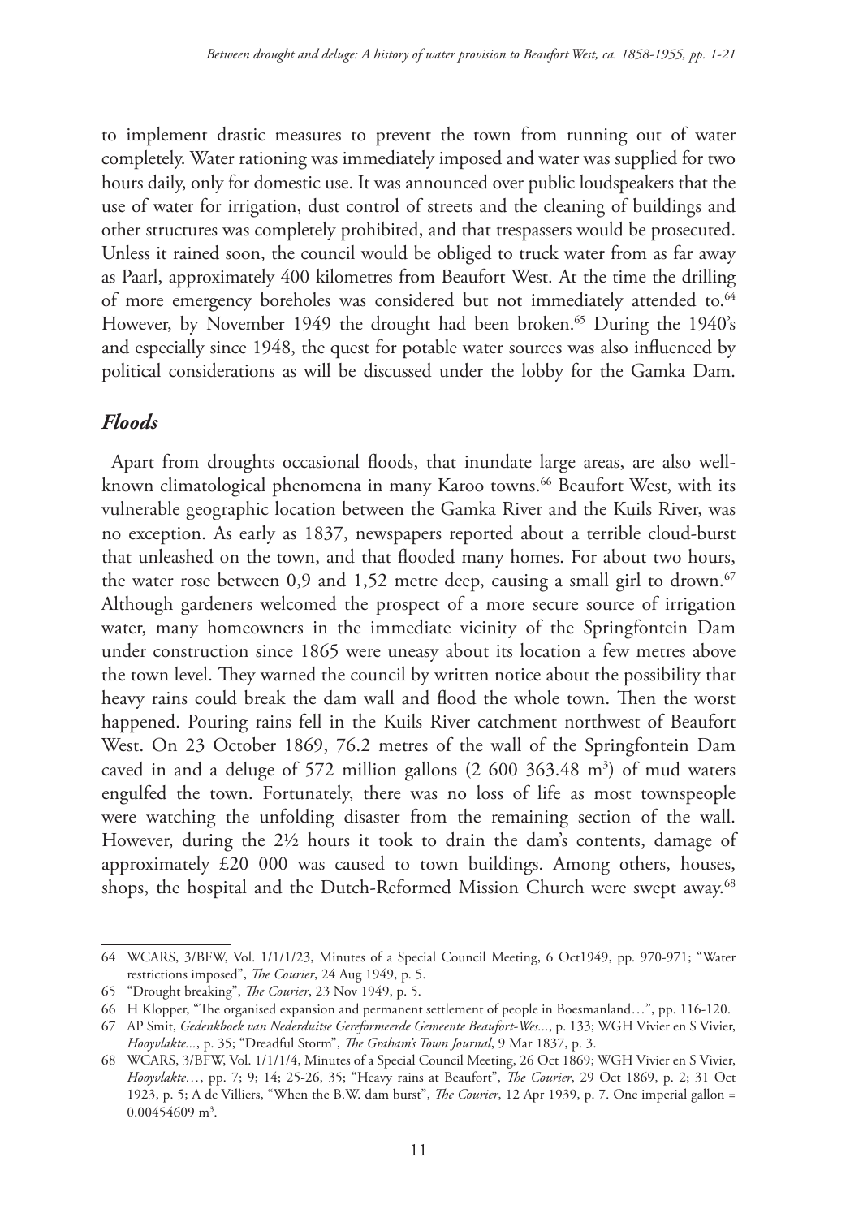to implement drastic measures to prevent the town from running out of water completely. Water rationing was immediately imposed and water was supplied for two hours daily, only for domestic use. It was announced over public loudspeakers that the use of water for irrigation, dust control of streets and the cleaning of buildings and other structures was completely prohibited, and that trespassers would be prosecuted. Unless it rained soon, the council would be obliged to truck water from as far away as Paarl, approximately 400 kilometres from Beaufort West. At the time the drilling of more emergency boreholes was considered but not immediately attended to.[64] However, by November 1949 the drought had been broken.[65] During the 1940's and especially since 1948, the quest for potable water sources was also influenced by political considerations as will be discussed under the lobby for the Gamka Dam.

## *Floods*

Apart from droughts occasional floods, that inundate large areas, are also well-known climatological phenomena in many Karoo towns.[66] Beaufort West, with its vulnerable geographic location between the Gamka River and the Kuils River, was no exception. As early as 1837, newspapers reported about a terrible cloud-burst that unleashed on the town, and that flooded many homes. For about two hours, the water rose between 0,9 and 1,52 metre deep, causing a small girl to drown.[67] Although gardeners welcomed the prospect of a more secure source of irrigation water, many homeowners in the immediate vicinity of the Springfontein Dam under construction since 1865 were uneasy about its location a few metres above the town level. They warned the council by written notice about the possibility that heavy rains could break the dam wall and flood the whole town. Then the worst happened. Pouring rains fell in the Kuils River catchment northwest of Beaufort West. On 23 October 1869, 76.2 metres of the wall of the Springfontein Dam caved in and a deluge of 572 million gallons (2 600 363.48 m$^3$) of mud waters engulfed the town. Fortunately, there was no loss of life as most townspeople were watching the unfolding disaster from the remaining section of the wall. However, during the 2½ hours it took to drain the dam's contents, damage of approximately £20 000 was caused to town buildings. Among others, houses, shops, the hospital and the Dutch-Reformed Mission Church were swept away.[68]

---

64 WCARS, 3/BFW, Vol. 1/1/1/23, Minutes of a Special Council Meeting, 6 Oct1949, pp. 970-971; "Water restrictions imposed", *The Courier*, 24 Aug 1949, p. 5.

65 "Drought breaking", *The Courier*, 23 Nov 1949, p. 5.

66 H Klopper, "The organised expansion and permanent settlement of people in Boesmanland…", pp. 116-120.

67 AP Smit, *Gedenkboek van Nederduitse Gereformeerde Gemeente Beaufort-Wes...*, p. 133; WGH Vivier en S Vivier, *Hooyvlakte...*, p. 35; "Dreadful Storm", *The Graham's Town Journal*, 9 Mar 1837, p. 3.

68 WCARS, 3/BFW, Vol. 1/1/1/4, Minutes of a Special Council Meeting, 26 Oct 1869; WGH Vivier en S Vivier, *Hooyvlakte…*, pp. 7; 9; 14; 25-26, 35; "Heavy rains at Beaufort", *The Courier*, 29 Oct 1869, p. 2; 31 Oct 1923, p. 5; A de Villiers, "When the B.W. dam burst", *The Courier*, 12 Apr 1939, p. 7. One imperial gallon = 0.00454609 m$^3$.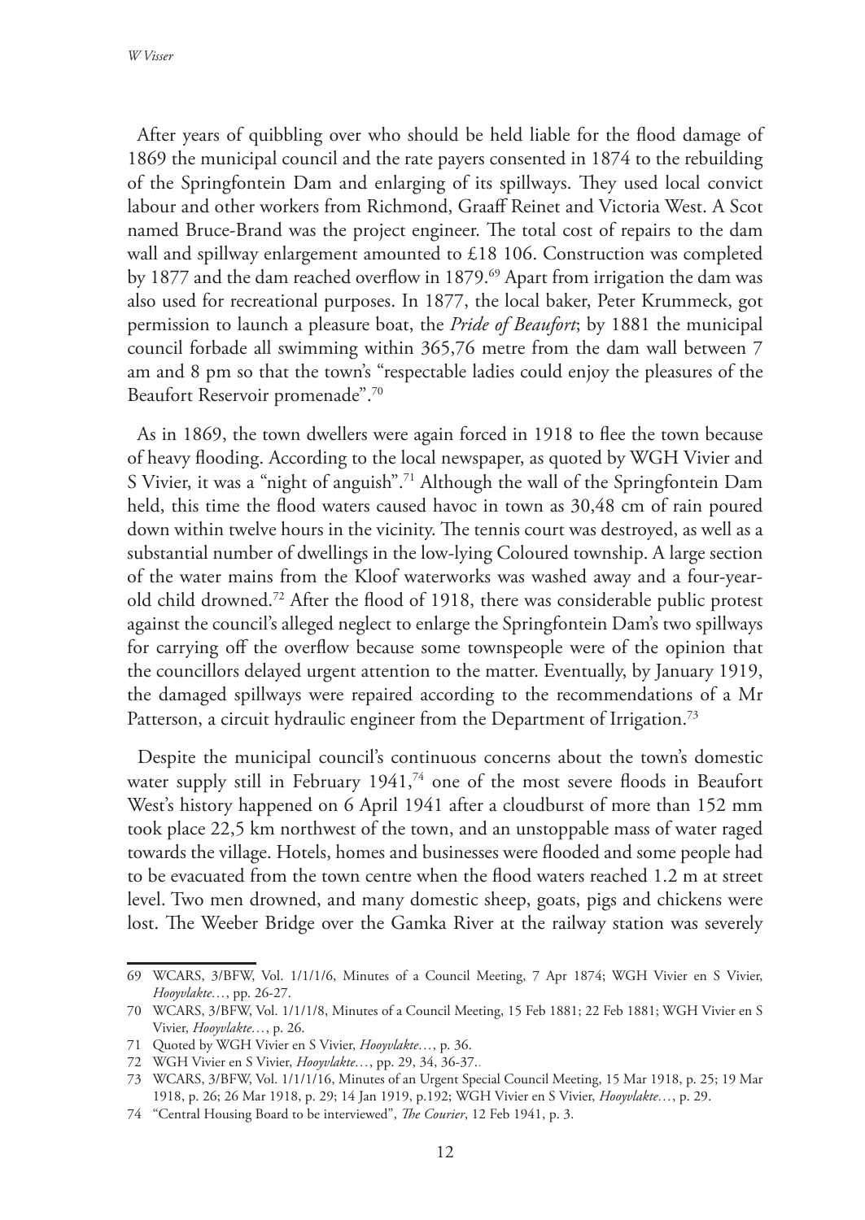After years of quibbling over who should be held liable for the flood damage of 1869 the municipal council and the rate payers consented in 1874 to the rebuilding of the Springfontein Dam and enlarging of its spillways. They used local convict labour and other workers from Richmond, Graaff Reinet and Victoria West. A Scot named Bruce-Brand was the project engineer. The total cost of repairs to the dam wall and spillway enlargement amounted to £18 106. Construction was completed by 1877 and the dam reached overflow in 1879.[69] Apart from irrigation the dam was also used for recreational purposes. In 1877, the local baker, Peter Krummeck, got permission to launch a pleasure boat, the *Pride of Beaufort*; by 1881 the municipal council forbade all swimming within 365,76 metre from the dam wall between 7 am and 8 pm so that the town's "respectable ladies could enjoy the pleasures of the Beaufort Reservoir promenade".[70]

As in 1869, the town dwellers were again forced in 1918 to flee the town because of heavy flooding. According to the local newspaper, as quoted by WGH Vivier and S Vivier, it was a "night of anguish".[71] Although the wall of the Springfontein Dam held, this time the flood waters caused havoc in town as 30,48 cm of rain poured down within twelve hours in the vicinity. The tennis court was destroyed, as well as a substantial number of dwellings in the low-lying Coloured township. A large section of the water mains from the Kloof waterworks was washed away and a four-year-old child drowned.[72] After the flood of 1918, there was considerable public protest against the council's alleged neglect to enlarge the Springfontein Dam's two spillways for carrying off the overflow because some townspeople were of the opinion that the councillors delayed urgent attention to the matter. Eventually, by January 1919, the damaged spillways were repaired according to the recommendations of a Mr Patterson, a circuit hydraulic engineer from the Department of Irrigation.[73]

Despite the municipal council's continuous concerns about the town's domestic water supply still in February 1941,[74] one of the most severe floods in Beaufort West's history happened on 6 April 1941 after a cloudburst of more than 152 mm took place 22,5 km northwest of the town, and an unstoppable mass of water raged towards the village. Hotels, homes and businesses were flooded and some people had to be evacuated from the town centre when the flood waters reached 1.2 m at street level. Two men drowned, and many domestic sheep, goats, pigs and chickens were lost. The Weeber Bridge over the Gamka River at the railway station was severely

---

69 WCARS, 3/BFW, Vol. 1/1/1/6, Minutes of a Council Meeting, 7 Apr 1874; WGH Vivier en S Vivier, *Hooyvlakte…*, pp. 26-27.

70 WCARS, 3/BFW, Vol. 1/1/1/8, Minutes of a Council Meeting, 15 Feb 1881; 22 Feb 1881; WGH Vivier en S Vivier, *Hooyvlakte…*, p. 26.

71 Quoted by WGH Vivier en S Vivier, *Hooyvlakte…*, p. 36.

72 WGH Vivier en S Vivier, *Hooyvlakte…*, pp. 29, 34, 36-37..

73 WCARS, 3/BFW, Vol. 1/1/1/16, Minutes of an Urgent Special Council Meeting, 15 Mar 1918, p. 25; 19 Mar 1918, p. 26; 26 Mar 1918, p. 29; 14 Jan 1919, p.192; WGH Vivier en S Vivier, *Hooyvlakte…*, p. 29.

74 "Central Housing Board to be interviewed", *The Courier*, 12 Feb 1941, p. 3.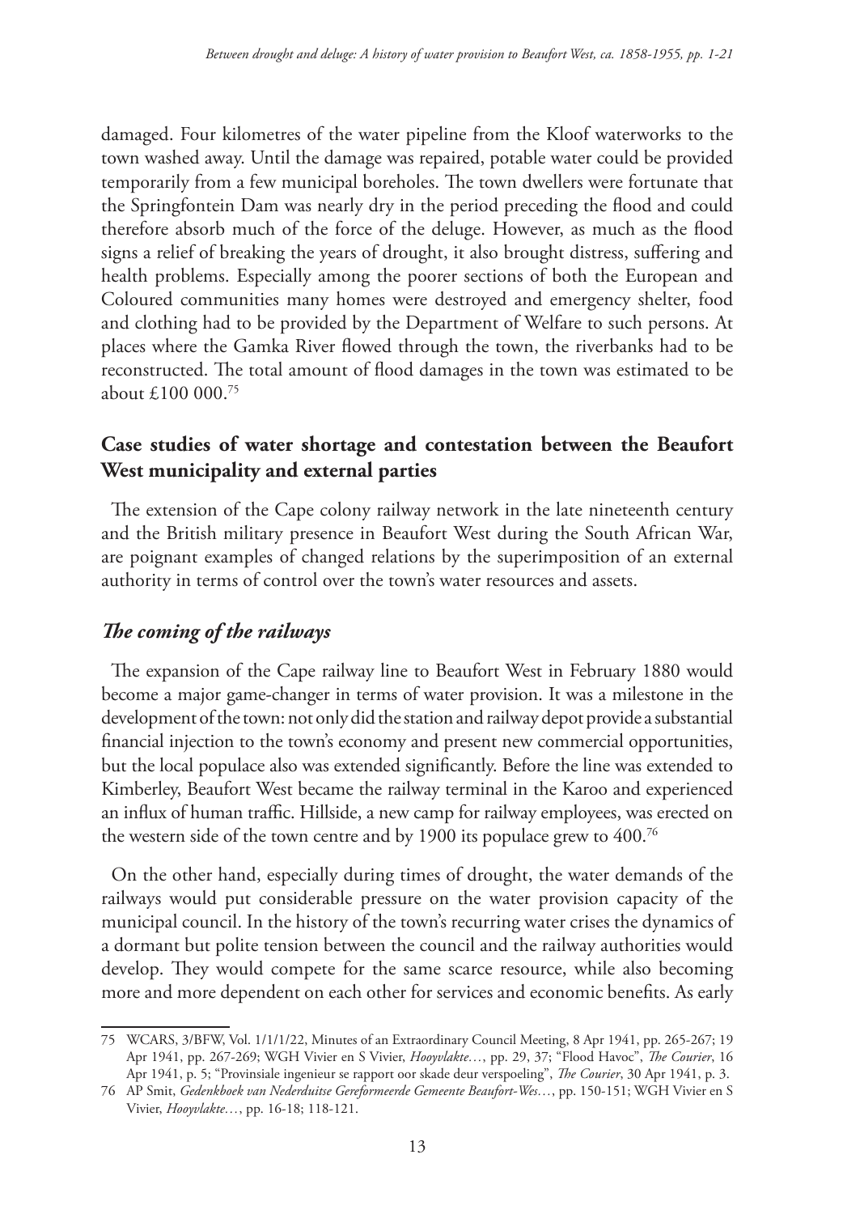damaged. Four kilometres of the water pipeline from the Kloof waterworks to the town washed away. Until the damage was repaired, potable water could be provided temporarily from a few municipal boreholes. The town dwellers were fortunate that the Springfontein Dam was nearly dry in the period preceding the flood and could therefore absorb much of the force of the deluge. However, as much as the flood signs a relief of breaking the years of drought, it also brought distress, suffering and health problems. Especially among the poorer sections of both the European and Coloured communities many homes were destroyed and emergency shelter, food and clothing had to be provided by the Department of Welfare to such persons. At places where the Gamka River flowed through the town, the riverbanks had to be reconstructed. The total amount of flood damages in the town was estimated to be about £100 000.[75]

## Case studies of water shortage and contestation between the Beaufort West municipality and external parties

The extension of the Cape colony railway network in the late nineteenth century and the British military presence in Beaufort West during the South African War, are poignant examples of changed relations by the superimposition of an external authority in terms of control over the town's water resources and assets.

### *The coming of the railways*

The expansion of the Cape railway line to Beaufort West in February 1880 would become a major game-changer in terms of water provision. It was a milestone in the development of the town: not only did the station and railway depot provide a substantial financial injection to the town's economy and present new commercial opportunities, but the local populace also was extended significantly. Before the line was extended to Kimberley, Beaufort West became the railway terminal in the Karoo and experienced an influx of human traffic. Hillside, a new camp for railway employees, was erected on the western side of the town centre and by 1900 its populace grew to 400.[76]

On the other hand, especially during times of drought, the water demands of the railways would put considerable pressure on the water provision capacity of the municipal council. In the history of the town's recurring water crises the dynamics of a dormant but polite tension between the council and the railway authorities would develop. They would compete for the same scarce resource, while also becoming more and more dependent on each other for services and economic benefits. As early

---

75 WCARS, 3/BFW, Vol. 1/1/1/22, Minutes of an Extraordinary Council Meeting, 8 Apr 1941, pp. 265-267; 19 Apr 1941, pp. 267-269; WGH Vivier en S Vivier, *Hooyvlakte…*, pp. 29, 37; "Flood Havoc", *The Courier*, 16 Apr 1941, p. 5; "Provinsiale ingenieur se rapport oor skade deur verspoeling", *The Courier*, 30 Apr 1941, p. 3.

76 AP Smit, *Gedenkboek van Nederduitse Gereformeerde Gemeente Beaufort-Wes…*, pp. 150-151; WGH Vivier en S Vivier, *Hooyvlakte…*, pp. 16-18; 118-121.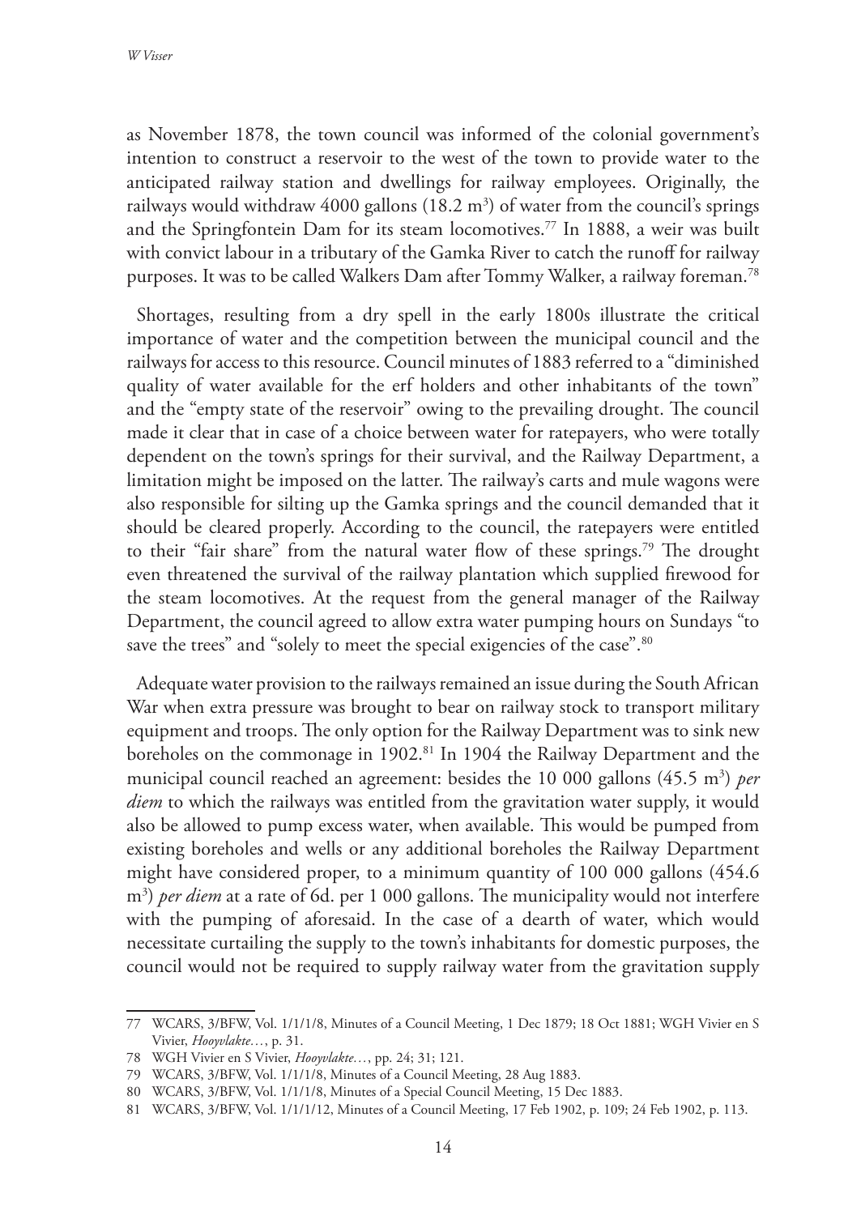as November 1878, the town council was informed of the colonial government's intention to construct a reservoir to the west of the town to provide water to the anticipated railway station and dwellings for railway employees. Originally, the railways would withdraw 4000 gallons (18.2 m$^3$) of water from the council's springs and the Springfontein Dam for its steam locomotives.[77] In 1888, a weir was built with convict labour in a tributary of the Gamka River to catch the runoff for railway purposes. It was to be called Walkers Dam after Tommy Walker, a railway foreman.[78]

Shortages, resulting from a dry spell in the early 1800s illustrate the critical importance of water and the competition between the municipal council and the railways for access to this resource. Council minutes of 1883 referred to a "diminished quality of water available for the erf holders and other inhabitants of the town" and the "empty state of the reservoir" owing to the prevailing drought. The council made it clear that in case of a choice between water for ratepayers, who were totally dependent on the town's springs for their survival, and the Railway Department, a limitation might be imposed on the latter. The railway's carts and mule wagons were also responsible for silting up the Gamka springs and the council demanded that it should be cleared properly. According to the council, the ratepayers were entitled to their "fair share" from the natural water flow of these springs.[79] The drought even threatened the survival of the railway plantation which supplied firewood for the steam locomotives. At the request from the general manager of the Railway Department, the council agreed to allow extra water pumping hours on Sundays "to save the trees" and "solely to meet the special exigencies of the case".[80]

Adequate water provision to the railways remained an issue during the South African War when extra pressure was brought to bear on railway stock to transport military equipment and troops. The only option for the Railway Department was to sink new boreholes on the commonage in 1902.[81] In 1904 the Railway Department and the municipal council reached an agreement: besides the 10 000 gallons (45.5 m$^3$) *per diem* to which the railways was entitled from the gravitation water supply, it would also be allowed to pump excess water, when available. This would be pumped from existing boreholes and wells or any additional boreholes the Railway Department might have considered proper, to a minimum quantity of 100 000 gallons (454.6 m$^3$) *per diem* at a rate of 6d. per 1 000 gallons. The municipality would not interfere with the pumping of aforesaid. In the case of a dearth of water, which would necessitate curtailing the supply to the town's inhabitants for domestic purposes, the council would not be required to supply railway water from the gravitation supply

---

77 WCARS, 3/BFW, Vol. 1/1/1/8, Minutes of a Council Meeting, 1 Dec 1879; 18 Oct 1881; WGH Vivier en S Vivier, *Hooyvlakte…*, p. 31.

78 WGH Vivier en S Vivier, *Hooyvlakte…*, pp. 24; 31; 121.

79 WCARS, 3/BFW, Vol. 1/1/1/8, Minutes of a Council Meeting, 28 Aug 1883.

80 WCARS, 3/BFW, Vol. 1/1/1/8, Minutes of a Special Council Meeting, 15 Dec 1883.

81 WCARS, 3/BFW, Vol. 1/1/1/12, Minutes of a Council Meeting, 17 Feb 1902, p. 109; 24 Feb 1902, p. 113.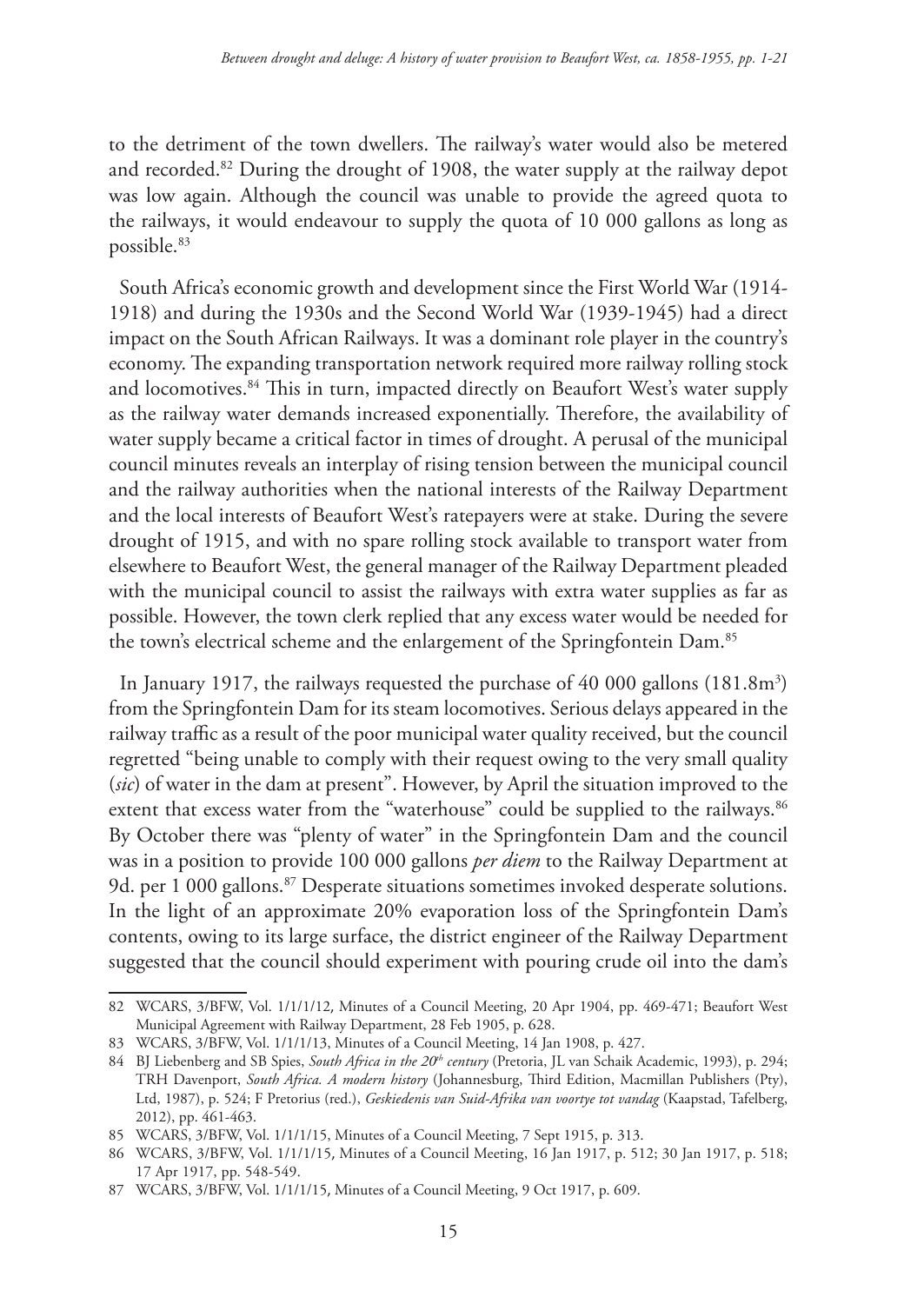to the detriment of the town dwellers. The railway's water would also be metered and recorded.[82] During the drought of 1908, the water supply at the railway depot was low again. Although the council was unable to provide the agreed quota to the railways, it would endeavour to supply the quota of 10 000 gallons as long as possible.[83]

South Africa's economic growth and development since the First World War (1914-1918) and during the 1930s and the Second World War (1939-1945) had a direct impact on the South African Railways. It was a dominant role player in the country's economy. The expanding transportation network required more railway rolling stock and locomotives.[84] This in turn, impacted directly on Beaufort West's water supply as the railway water demands increased exponentially. Therefore, the availability of water supply became a critical factor in times of drought. A perusal of the municipal council minutes reveals an interplay of rising tension between the municipal council and the railway authorities when the national interests of the Railway Department and the local interests of Beaufort West's ratepayers were at stake. During the severe drought of 1915, and with no spare rolling stock available to transport water from elsewhere to Beaufort West, the general manager of the Railway Department pleaded with the municipal council to assist the railways with extra water supplies as far as possible. However, the town clerk replied that any excess water would be needed for the town's electrical scheme and the enlargement of the Springfontein Dam.[85]

In January 1917, the railways requested the purchase of 40 000 gallons (181.8m$^3$) from the Springfontein Dam for its steam locomotives. Serious delays appeared in the railway traffic as a result of the poor municipal water quality received, but the council regretted "being unable to comply with their request owing to the very small quality (*sic*) of water in the dam at present". However, by April the situation improved to the extent that excess water from the "waterhouse" could be supplied to the railways.[86] By October there was "plenty of water" in the Springfontein Dam and the council was in a position to provide 100 000 gallons *per diem* to the Railway Department at 9d. per 1 000 gallons.[87] Desperate situations sometimes invoked desperate solutions. In the light of an approximate 20% evaporation loss of the Springfontein Dam's contents, owing to its large surface, the district engineer of the Railway Department suggested that the council should experiment with pouring crude oil into the dam's

---

82 WCARS, 3/BFW, Vol. 1/1/1/12, Minutes of a Council Meeting, 20 Apr 1904, pp. 469-471; Beaufort West Municipal Agreement with Railway Department, 28 Feb 1905, p. 628.

83 WCARS, 3/BFW, Vol. 1/1/1/13, Minutes of a Council Meeting, 14 Jan 1908, p. 427.

84 BJ Liebenberg and SB Spies, *South Africa in the 20th century* (Pretoria, JL van Schaik Academic, 1993), p. 294; TRH Davenport, *South Africa. A modern history* (Johannesburg, Third Edition, Macmillan Publishers (Pty), Ltd, 1987), p. 524; F Pretorius (red.), *Geskiedenis van Suid-Afrika van voortye tot vandag* (Kaapstad, Tafelberg, 2012), pp. 461-463.

85 WCARS, 3/BFW, Vol. 1/1/1/15, Minutes of a Council Meeting, 7 Sept 1915, p. 313.

86 WCARS, 3/BFW, Vol. 1/1/1/15, Minutes of a Council Meeting, 16 Jan 1917, p. 512; 30 Jan 1917, p. 518; 17 Apr 1917, pp. 548-549.

87 WCARS, 3/BFW, Vol. 1/1/1/15, Minutes of a Council Meeting, 9 Oct 1917, p. 609.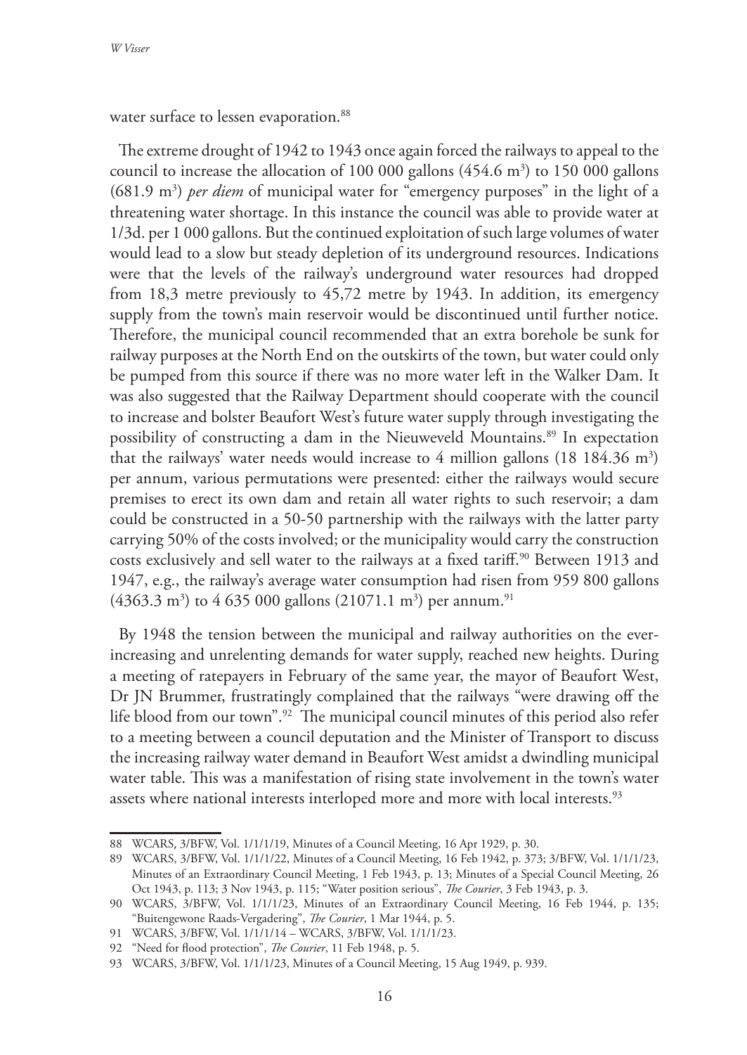water surface to lessen evaporation.[88]

The extreme drought of 1942 to 1943 once again forced the railways to appeal to the council to increase the allocation of 100 000 gallons (454.6 m$^3$) to 150 000 gallons (681.9 m$^3$) *per diem* of municipal water for "emergency purposes" in the light of a threatening water shortage. In this instance the council was able to provide water at 1/3d. per 1 000 gallons. But the continued exploitation of such large volumes of water would lead to a slow but steady depletion of its underground resources. Indications were that the levels of the railway's underground water resources had dropped from 18,3 metre previously to 45,72 metre by 1943. In addition, its emergency supply from the town's main reservoir would be discontinued until further notice. Therefore, the municipal council recommended that an extra borehole be sunk for railway purposes at the North End on the outskirts of the town, but water could only be pumped from this source if there was no more water left in the Walker Dam. It was also suggested that the Railway Department should cooperate with the council to increase and bolster Beaufort West's future water supply through investigating the possibility of constructing a dam in the Nieuweveld Mountains.[89] In expectation that the railways' water needs would increase to 4 million gallons (18 184.36 m$^3$) per annum, various permutations were presented: either the railways would secure premises to erect its own dam and retain all water rights to such reservoir; a dam could be constructed in a 50-50 partnership with the railways with the latter party carrying 50% of the costs involved; or the municipality would carry the construction costs exclusively and sell water to the railways at a fixed tariff.[90] Between 1913 and 1947, e.g., the railway's average water consumption had risen from 959 800 gallons (4363.3 m$^3$) to 4 635 000 gallons (21071.1 m$^3$) per annum.[91]

By 1948 the tension between the municipal and railway authorities on the ever-increasing and unrelenting demands for water supply, reached new heights. During a meeting of ratepayers in February of the same year, the mayor of Beaufort West, Dr JN Brummer, frustratingly complained that the railways "were drawing off the life blood from our town".[92] The municipal council minutes of this period also refer to a meeting between a council deputation and the Minister of Transport to discuss the increasing railway water demand in Beaufort West amidst a dwindling municipal water table. This was a manifestation of rising state involvement in the town's water assets where national interests interloped more and more with local interests.[93]

---

88 WCARS, 3/BFW, Vol. 1/1/1/19, Minutes of a Council Meeting, 16 Apr 1929, p. 30.

89 WCARS, 3/BFW, Vol. 1/1/1/22, Minutes of a Council Meeting, 16 Feb 1942, p. 373; 3/BFW, Vol. 1/1/1/23, Minutes of an Extraordinary Council Meeting, 1 Feb 1943, p. 13; Minutes of a Special Council Meeting, 26 Oct 1943, p. 113; 3 Nov 1943, p. 115; "Water position serious", *The Courier*, 3 Feb 1943, p. 3.

90 WCARS, 3/BFW, Vol. 1/1/1/23, Minutes of an Extraordinary Council Meeting, 16 Feb 1944, p. 135; "Buitengewone Raads-Vergadering", *The Courier*, 1 Mar 1944, p. 5.

91 WCARS, 3/BFW, Vol. 1/1/1/14 – WCARS, 3/BFW, Vol. 1/1/1/23.

92 "Need for flood protection", *The Courier*, 11 Feb 1948, p. 5.

93 WCARS, 3/BFW, Vol. 1/1/1/23, Minutes of a Council Meeting, 15 Aug 1949, p. 939.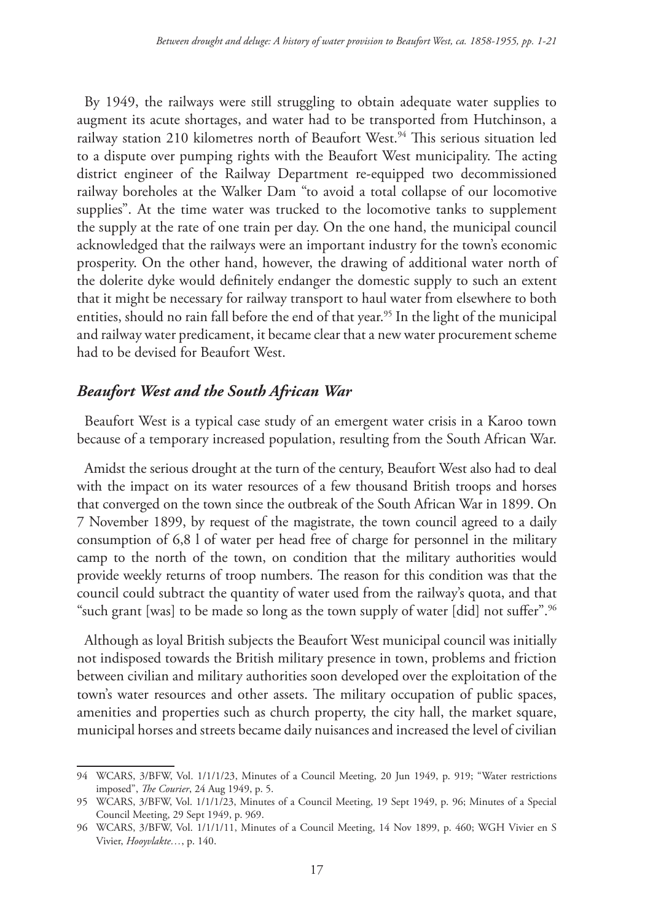By 1949, the railways were still struggling to obtain adequate water supplies to augment its acute shortages, and water had to be transported from Hutchinson, a railway station 210 kilometres north of Beaufort West.[94] This serious situation led to a dispute over pumping rights with the Beaufort West municipality. The acting district engineer of the Railway Department re-equipped two decommissioned railway boreholes at the Walker Dam "to avoid a total collapse of our locomotive supplies". At the time water was trucked to the locomotive tanks to supplement the supply at the rate of one train per day. On the one hand, the municipal council acknowledged that the railways were an important industry for the town's economic prosperity. On the other hand, however, the drawing of additional water north of the dolerite dyke would definitely endanger the domestic supply to such an extent that it might be necessary for railway transport to haul water from elsewhere to both entities, should no rain fall before the end of that year.[95] In the light of the municipal and railway water predicament, it became clear that a new water procurement scheme had to be devised for Beaufort West.

## *Beaufort West and the South African War*

Beaufort West is a typical case study of an emergent water crisis in a Karoo town because of a temporary increased population, resulting from the South African War.

Amidst the serious drought at the turn of the century, Beaufort West also had to deal with the impact on its water resources of a few thousand British troops and horses that converged on the town since the outbreak of the South African War in 1899. On 7 November 1899, by request of the magistrate, the town council agreed to a daily consumption of 6,8 l of water per head free of charge for personnel in the military camp to the north of the town, on condition that the military authorities would provide weekly returns of troop numbers. The reason for this condition was that the council could subtract the quantity of water used from the railway's quota, and that "such grant [was] to be made so long as the town supply of water [did] not suffer".[96]

Although as loyal British subjects the Beaufort West municipal council was initially not indisposed towards the British military presence in town, problems and friction between civilian and military authorities soon developed over the exploitation of the town's water resources and other assets. The military occupation of public spaces, amenities and properties such as church property, the city hall, the market square, municipal horses and streets became daily nuisances and increased the level of civilian

---

94 WCARS, 3/BFW, Vol. 1/1/1/23, Minutes of a Council Meeting, 20 Jun 1949, p. 919; "Water restrictions imposed", *The Courier*, 24 Aug 1949, p. 5.

95 WCARS, 3/BFW, Vol. 1/1/1/23, Minutes of a Council Meeting, 19 Sept 1949, p. 96; Minutes of a Special Council Meeting, 29 Sept 1949, p. 969.

96 WCARS, 3/BFW, Vol. 1/1/1/11, Minutes of a Council Meeting, 14 Nov 1899, p. 460; WGH Vivier en S Vivier, *Hooyvlakte…*, p. 140.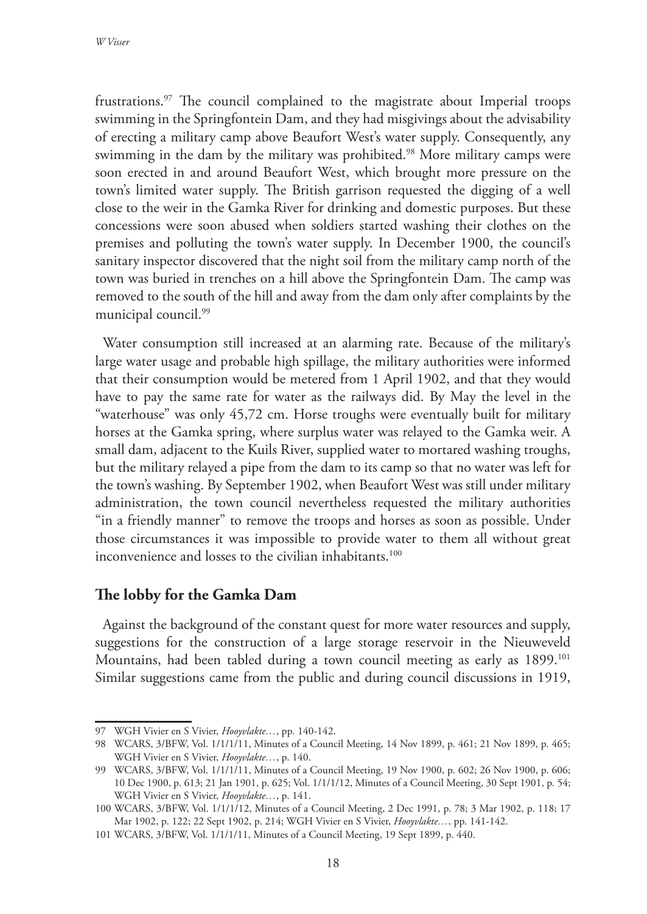frustrations.[97] The council complained to the magistrate about Imperial troops swimming in the Springfontein Dam, and they had misgivings about the advisability of erecting a military camp above Beaufort West's water supply. Consequently, any swimming in the dam by the military was prohibited.[98] More military camps were soon erected in and around Beaufort West, which brought more pressure on the town's limited water supply. The British garrison requested the digging of a well close to the weir in the Gamka River for drinking and domestic purposes. But these concessions were soon abused when soldiers started washing their clothes on the premises and polluting the town's water supply. In December 1900, the council's sanitary inspector discovered that the night soil from the military camp north of the town was buried in trenches on a hill above the Springfontein Dam. The camp was removed to the south of the hill and away from the dam only after complaints by the municipal council.[99]

Water consumption still increased at an alarming rate. Because of the military's large water usage and probable high spillage, the military authorities were informed that their consumption would be metered from 1 April 1902, and that they would have to pay the same rate for water as the railways did. By May the level in the "waterhouse" was only 45,72 cm. Horse troughs were eventually built for military horses at the Gamka spring, where surplus water was relayed to the Gamka weir. A small dam, adjacent to the Kuils River, supplied water to mortared washing troughs, but the military relayed a pipe from the dam to its camp so that no water was left for the town's washing. By September 1902, when Beaufort West was still under military administration, the town council nevertheless requested the military authorities "in a friendly manner" to remove the troops and horses as soon as possible. Under those circumstances it was impossible to provide water to them all without great inconvenience and losses to the civilian inhabitants.[100]

## The lobby for the Gamka Dam

Against the background of the constant quest for more water resources and supply, suggestions for the construction of a large storage reservoir in the Nieuweveld Mountains, had been tabled during a town council meeting as early as 1899.[101] Similar suggestions came from the public and during council discussions in 1919,

---

97 WGH Vivier en S Vivier, *Hooyvlakte…*, pp. 140-142.

98 WCARS, 3/BFW, Vol. 1/1/1/11, Minutes of a Council Meeting, 14 Nov 1899, p. 461; 21 Nov 1899, p. 465; WGH Vivier en S Vivier, *Hooyvlakte…*, p. 140.

99 WCARS, 3/BFW, Vol. 1/1/1/11, Minutes of a Council Meeting, 19 Nov 1900, p. 602; 26 Nov 1900, p. 606; 10 Dec 1900, p. 613; 21 Jan 1901, p. 625; Vol. 1/1/1/12, Minutes of a Council Meeting, 30 Sept 1901, p. 54; WGH Vivier en S Vivier, *Hooyvlakte…*, p. 141.

100 WCARS, 3/BFW, Vol. 1/1/1/12, Minutes of a Council Meeting, 2 Dec 1991, p. 78; 3 Mar 1902, p. 118; 17 Mar 1902, p. 122; 22 Sept 1902, p. 214; WGH Vivier en S Vivier, *Hooyvlakte…*, pp. 141-142.

101 WCARS, 3/BFW, Vol. 1/1/1/11, Minutes of a Council Meeting, 19 Sept 1899, p. 440.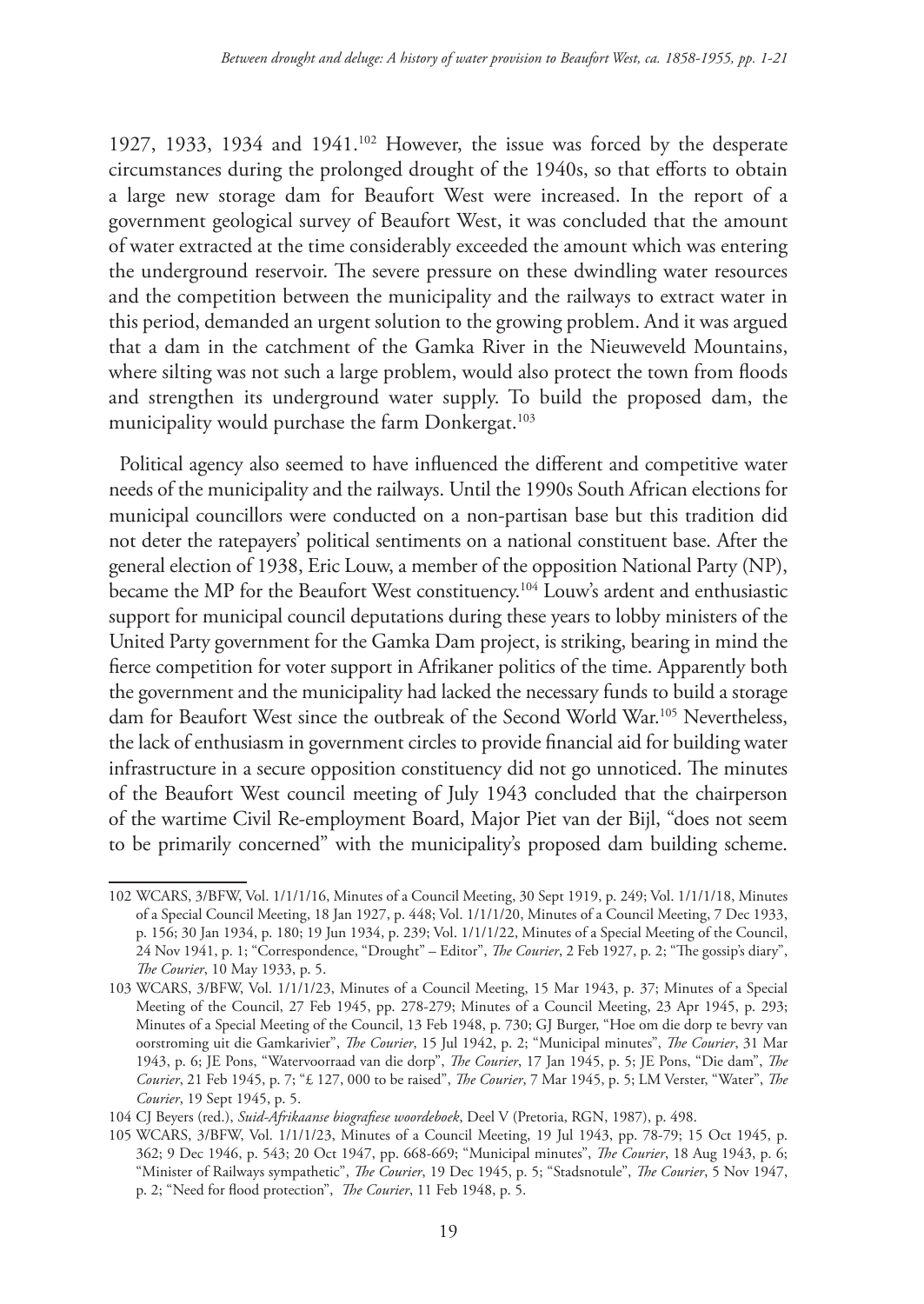1927, 1933, 1934 and 1941.[102] However, the issue was forced by the desperate circumstances during the prolonged drought of the 1940s, so that efforts to obtain a large new storage dam for Beaufort West were increased. In the report of a government geological survey of Beaufort West, it was concluded that the amount of water extracted at the time considerably exceeded the amount which was entering the underground reservoir. The severe pressure on these dwindling water resources and the competition between the municipality and the railways to extract water in this period, demanded an urgent solution to the growing problem. And it was argued that a dam in the catchment of the Gamka River in the Nieuweveld Mountains, where silting was not such a large problem, would also protect the town from floods and strengthen its underground water supply. To build the proposed dam, the municipality would purchase the farm Donkergat.[103]

Political agency also seemed to have influenced the different and competitive water needs of the municipality and the railways. Until the 1990s South African elections for municipal councillors were conducted on a non-partisan base but this tradition did not deter the ratepayers' political sentiments on a national constituent base. After the general election of 1938, Eric Louw, a member of the opposition National Party (NP), became the MP for the Beaufort West constituency.[104] Louw's ardent and enthusiastic support for municipal council deputations during these years to lobby ministers of the United Party government for the Gamka Dam project, is striking, bearing in mind the fierce competition for voter support in Afrikaner politics of the time. Apparently both the government and the municipality had lacked the necessary funds to build a storage dam for Beaufort West since the outbreak of the Second World War.[105] Nevertheless, the lack of enthusiasm in government circles to provide financial aid for building water infrastructure in a secure opposition constituency did not go unnoticed. The minutes of the Beaufort West council meeting of July 1943 concluded that the chairperson of the wartime Civil Re-employment Board, Major Piet van der Bijl, "does not seem to be primarily concerned" with the municipality's proposed dam building scheme.

---

102 WCARS, 3/BFW, Vol. 1/1/1/16, Minutes of a Council Meeting, 30 Sept 1919, p. 249; Vol. 1/1/1/18, Minutes of a Special Council Meeting, 18 Jan 1927, p. 448; Vol. 1/1/1/20, Minutes of a Council Meeting, 7 Dec 1933, p. 156; 30 Jan 1934, p. 180; 19 Jun 1934, p. 239; Vol. 1/1/1/22, Minutes of a Special Meeting of the Council, 24 Nov 1941, p. 1; "Correspondence, "Drought" – Editor", *The Courier*, 2 Feb 1927, p. 2; "The gossip's diary", *The Courier*, 10 May 1933, p. 5.

103 WCARS, 3/BFW, Vol. 1/1/1/23, Minutes of a Council Meeting, 15 Mar 1943, p. 37; Minutes of a Special Meeting of the Council, 27 Feb 1945, pp. 278-279; Minutes of a Council Meeting, 23 Apr 1945, p. 293; Minutes of a Special Meeting of the Council, 13 Feb 1948, p. 730; GJ Burger, "Hoe om die dorp te bevry van oorstroming uit die Gamkarivier", *The Courier*, 15 Jul 1942, p. 2; "Municipal minutes", *The Courier*, 31 Mar 1943, p. 6; JE Pons, "Watervoorraad van die dorp", *The Courier*, 17 Jan 1945, p. 5; JE Pons, "Die dam", *The Courier*, 21 Feb 1945, p. 7; "£ 127, 000 to be raised", *The Courier*, 7 Mar 1945, p. 5; LM Verster, "Water", *The Courier*, 19 Sept 1945, p. 5.

104 CJ Beyers (red.), *Suid-Afrikaanse biografiese woordeboek*, Deel V (Pretoria, RGN, 1987), p. 498.

105 WCARS, 3/BFW, Vol. 1/1/1/23, Minutes of a Council Meeting, 19 Jul 1943, pp. 78-79; 15 Oct 1945, p. 362; 9 Dec 1946, p. 543; 20 Oct 1947, pp. 668-669; "Municipal minutes", *The Courier*, 18 Aug 1943, p. 6; "Minister of Railways sympathetic", *The Courier*, 19 Dec 1945, p. 5; "Stadsnotule", *The Courier*, 5 Nov 1947, p. 2; "Need for flood protection", *The Courier*, 11 Feb 1948, p. 5.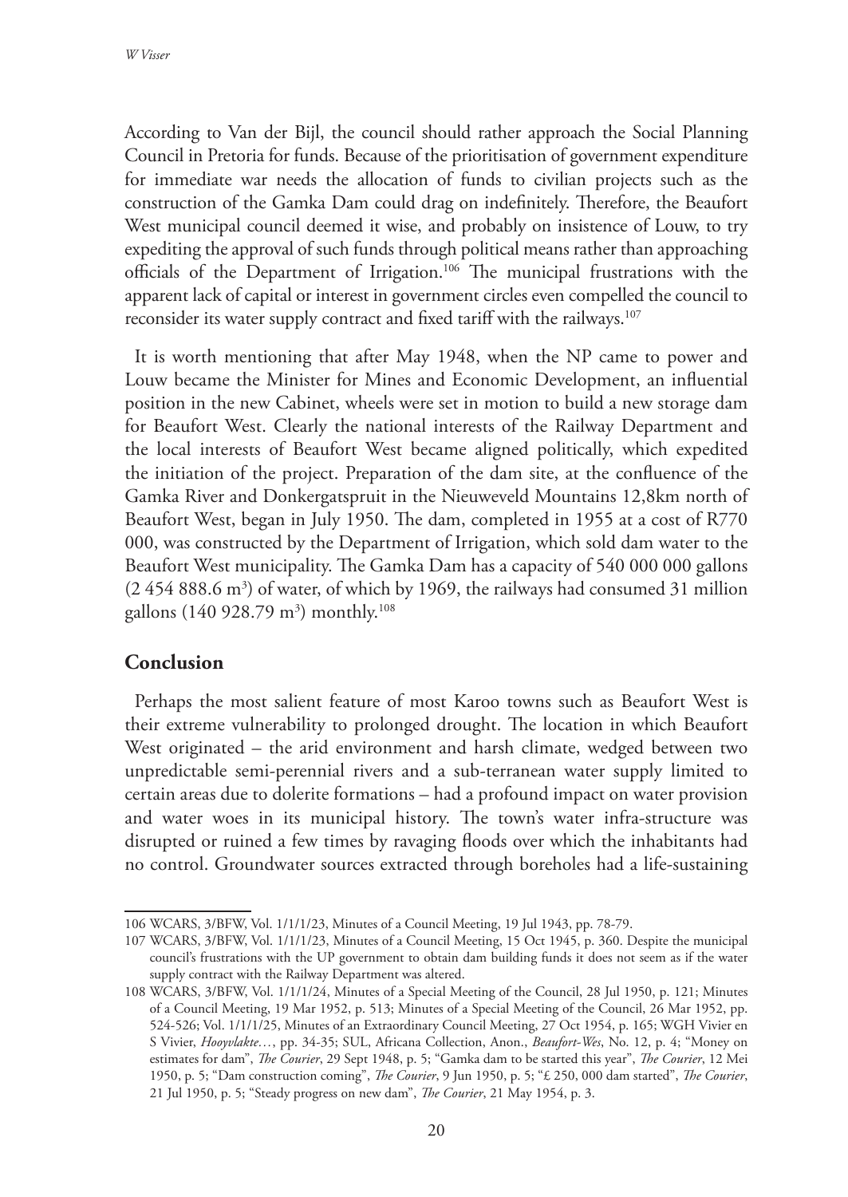According to Van der Bijl, the council should rather approach the Social Planning Council in Pretoria for funds. Because of the prioritisation of government expenditure for immediate war needs the allocation of funds to civilian projects such as the construction of the Gamka Dam could drag on indefinitely. Therefore, the Beaufort West municipal council deemed it wise, and probably on insistence of Louw, to try expediting the approval of such funds through political means rather than approaching officials of the Department of Irrigation.[106] The municipal frustrations with the apparent lack of capital or interest in government circles even compelled the council to reconsider its water supply contract and fixed tariff with the railways.[107]

It is worth mentioning that after May 1948, when the NP came to power and Louw became the Minister for Mines and Economic Development, an influential position in the new Cabinet, wheels were set in motion to build a new storage dam for Beaufort West. Clearly the national interests of the Railway Department and the local interests of Beaufort West became aligned politically, which expedited the initiation of the project. Preparation of the dam site, at the confluence of the Gamka River and Donkergatspruit in the Nieuweveld Mountains 12,8km north of Beaufort West, began in July 1950. The dam, completed in 1955 at a cost of R770 000, was constructed by the Department of Irrigation, which sold dam water to the Beaufort West municipality. The Gamka Dam has a capacity of 540 000 000 gallons (2 454 888.6 $m^3$) of water, of which by 1969, the railways had consumed 31 million gallons (140 928.79 $m^3$) monthly.[108]

## Conclusion

Perhaps the most salient feature of most Karoo towns such as Beaufort West is their extreme vulnerability to prolonged drought. The location in which Beaufort West originated – the arid environment and harsh climate, wedged between two unpredictable semi-perennial rivers and a sub-terranean water supply limited to certain areas due to dolerite formations – had a profound impact on water provision and water woes in its municipal history. The town's water infra-structure was disrupted or ruined a few times by ravaging floods over which the inhabitants had no control. Groundwater sources extracted through boreholes had a life-sustaining

---

106 WCARS, 3/BFW, Vol. 1/1/1/23, Minutes of a Council Meeting, 19 Jul 1943, pp. 78-79.

107 WCARS, 3/BFW, Vol. 1/1/1/23, Minutes of a Council Meeting, 15 Oct 1945, p. 360. Despite the municipal council's frustrations with the UP government to obtain dam building funds it does not seem as if the water supply contract with the Railway Department was altered.

108 WCARS, 3/BFW, Vol. 1/1/1/24, Minutes of a Special Meeting of the Council, 28 Jul 1950, p. 121; Minutes of a Council Meeting, 19 Mar 1952, p. 513; Minutes of a Special Meeting of the Council, 26 Mar 1952, pp. 524-526; Vol. 1/1/1/25, Minutes of an Extraordinary Council Meeting, 27 Oct 1954, p. 165; WGH Vivier en S Vivier, *Hooyvlakte…*, pp. 34-35; SUL, Africana Collection, Anon., *Beaufort-Wes*, No. 12, p. 4; "Money on estimates for dam", *The Courier*, 29 Sept 1948, p. 5; "Gamka dam to be started this year", *The Courier*, 12 Mei 1950, p. 5; "Dam construction coming", *The Courier*, 9 Jun 1950, p. 5; "£ 250, 000 dam started", *The Courier*, 21 Jul 1950, p. 5; "Steady progress on new dam", *The Courier*, 21 May 1954, p. 3.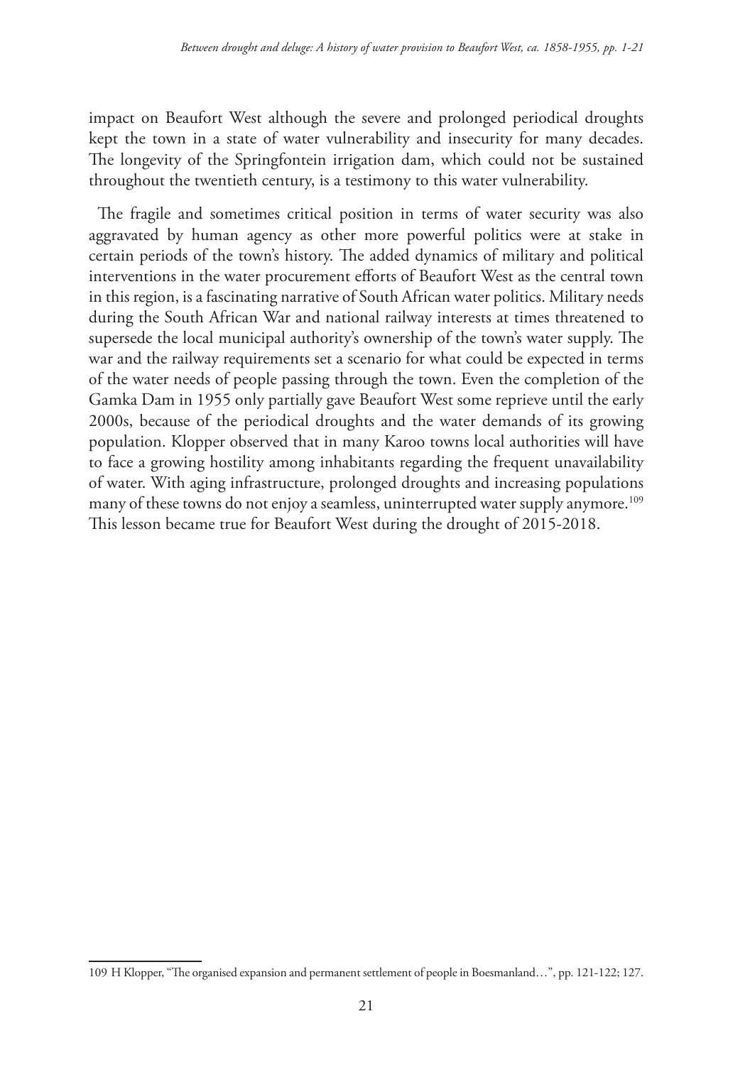impact on Beaufort West although the severe and prolonged periodical droughts kept the town in a state of water vulnerability and insecurity for many decades. The longevity of the Springfontein irrigation dam, which could not be sustained throughout the twentieth century, is a testimony to this water vulnerability.

The fragile and sometimes critical position in terms of water security was also aggravated by human agency as other more powerful politics were at stake in certain periods of the town's history. The added dynamics of military and political interventions in the water procurement efforts of Beaufort West as the central town in this region, is a fascinating narrative of South African water politics. Military needs during the South African War and national railway interests at times threatened to supersede the local municipal authority's ownership of the town's water supply. The war and the railway requirements set a scenario for what could be expected in terms of the water needs of people passing through the town. Even the completion of the Gamka Dam in 1955 only partially gave Beaufort West some reprieve until the early 2000s, because of the periodical droughts and the water demands of its growing population. Klopper observed that in many Karoo towns local authorities will have to face a growing hostility among inhabitants regarding the frequent unavailability of water. With aging infrastructure, prolonged droughts and increasing populations many of these towns do not enjoy a seamless, uninterrupted water supply anymore.[109] This lesson became true for Beaufort West during the drought of 2015-2018.

---

109 H Klopper, "The organised expansion and permanent settlement of people in Boesmanland…", pp. 121-122; 127.